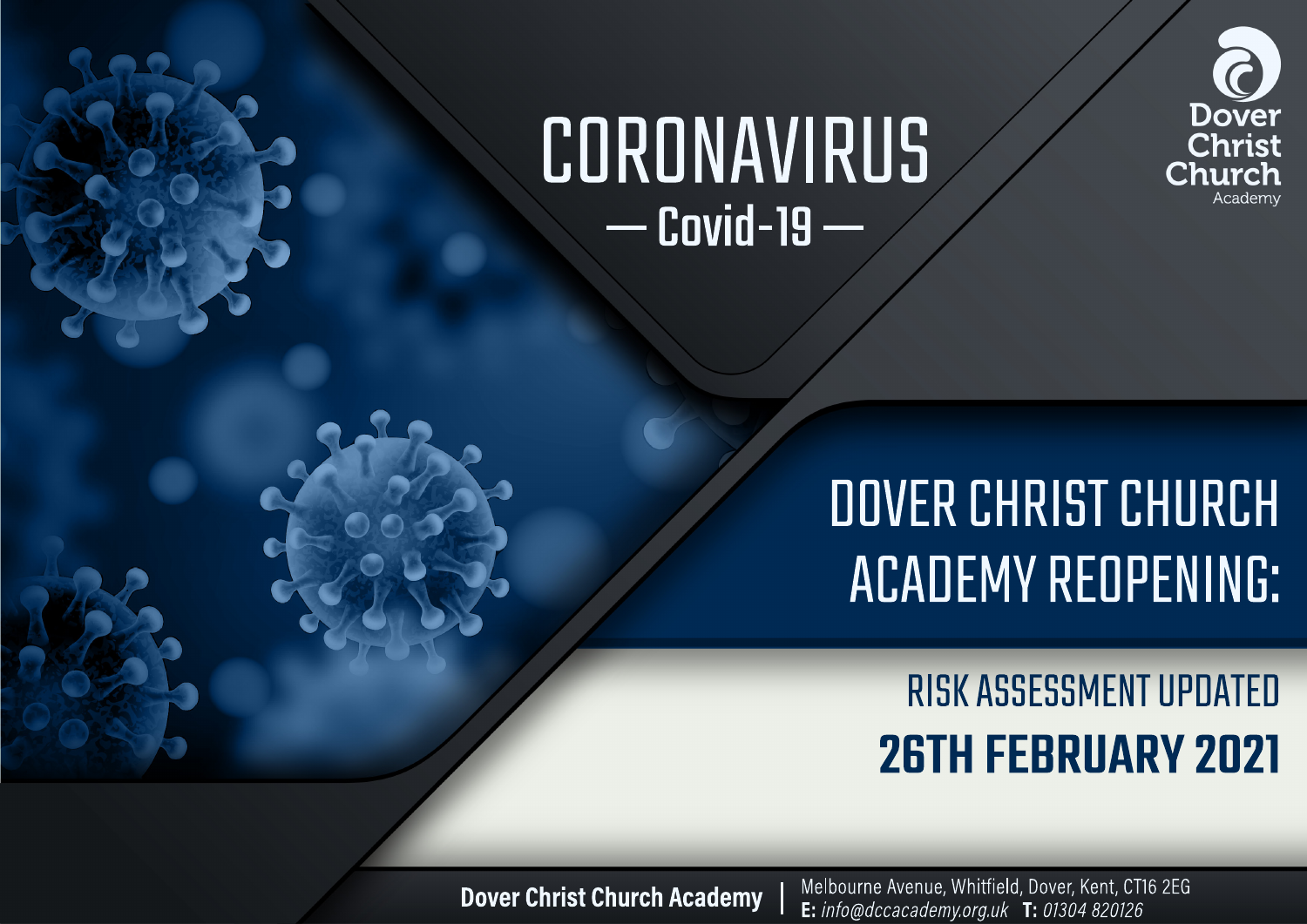# CORONAVIRUS

## — Covid-19 —

Dover Christ Church Academy

# DOVER CHRIST CHURCH ACADEMY REOPENING:

## RISK ASSESSMENT UPDATED

## 26TH FEBRUARY 2021

**Dover Christ Church Academy** | Melbourne Avenue, Whitfield, Dover, Kent, CT16 2EG
**E:** *info@dccacademy.org.uk* **T:** *01304 820126*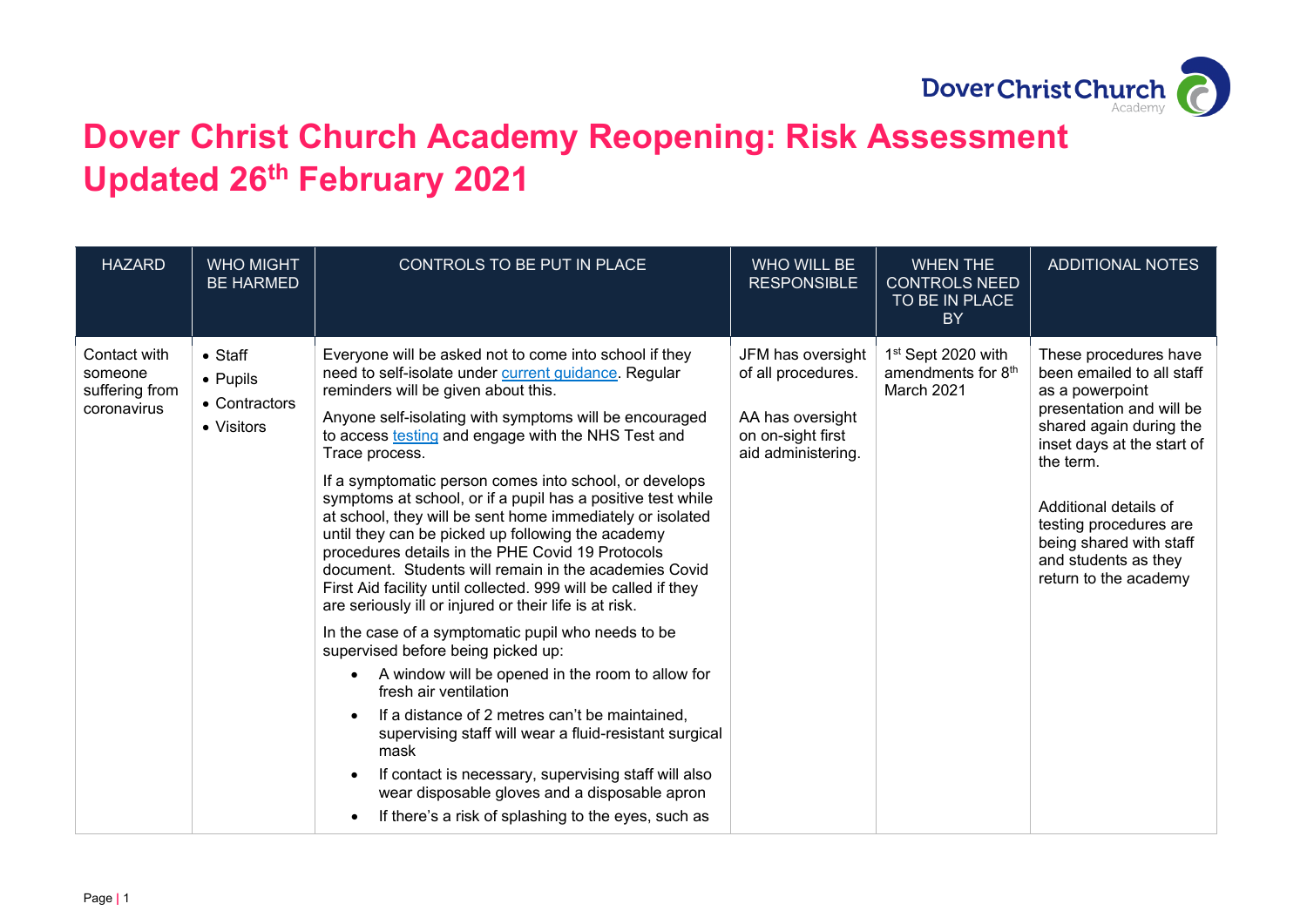# Dover Christ Church Academy Reopening: Risk Assessment Updated 26th February 2021

| HAZARD | WHO MIGHT BE HARMED | CONTROLS TO BE PUT IN PLACE | WHO WILL BE RESPONSIBLE | WHEN THE CONTROLS NEED TO BE IN PLACE BY | ADDITIONAL NOTES |
|---|---|---|---|---|---|
| Contact with someone suffering from coronavirus | • Staff<br>• Pupils<br>• Contractors<br>• Visitors | Everyone will be asked not to come into school if they need to self-isolate under [current guidance](). Regular reminders will be given about this.<br><br>Anyone self-isolating with symptoms will be encouraged to access [testing]() and engage with the NHS Test and Trace process.<br><br>If a symptomatic person comes into school, or develops symptoms at school, or if a pupil has a positive test while at school, they will be sent home immediately or isolated until they can be picked up following the academy procedures details in the PHE Covid 19 Protocols document. Students will remain in the academies Covid First Aid facility until collected. 999 will be called if they are seriously ill or injured or their life is at risk.<br><br>In the case of a symptomatic pupil who needs to be supervised before being picked up:<br>• A window will be opened in the room to allow for fresh air ventilation<br>• If a distance of 2 metres can't be maintained, supervising staff will wear a fluid-resistant surgical mask<br>• If contact is necessary, supervising staff will also wear disposable gloves and a disposable apron<br>• If there's a risk of splashing to the eyes, such as | JFM has oversight of all procedures.<br><br>AA has oversight on on-sight first aid administering. | 1st Sept 2020 with amendments for 8th March 2021 | These procedures have been emailed to all staff as a powerpoint presentation and will be shared again during the inset days at the start of the term.<br><br>Additional details of testing procedures are being shared with staff and students as they return to the academy |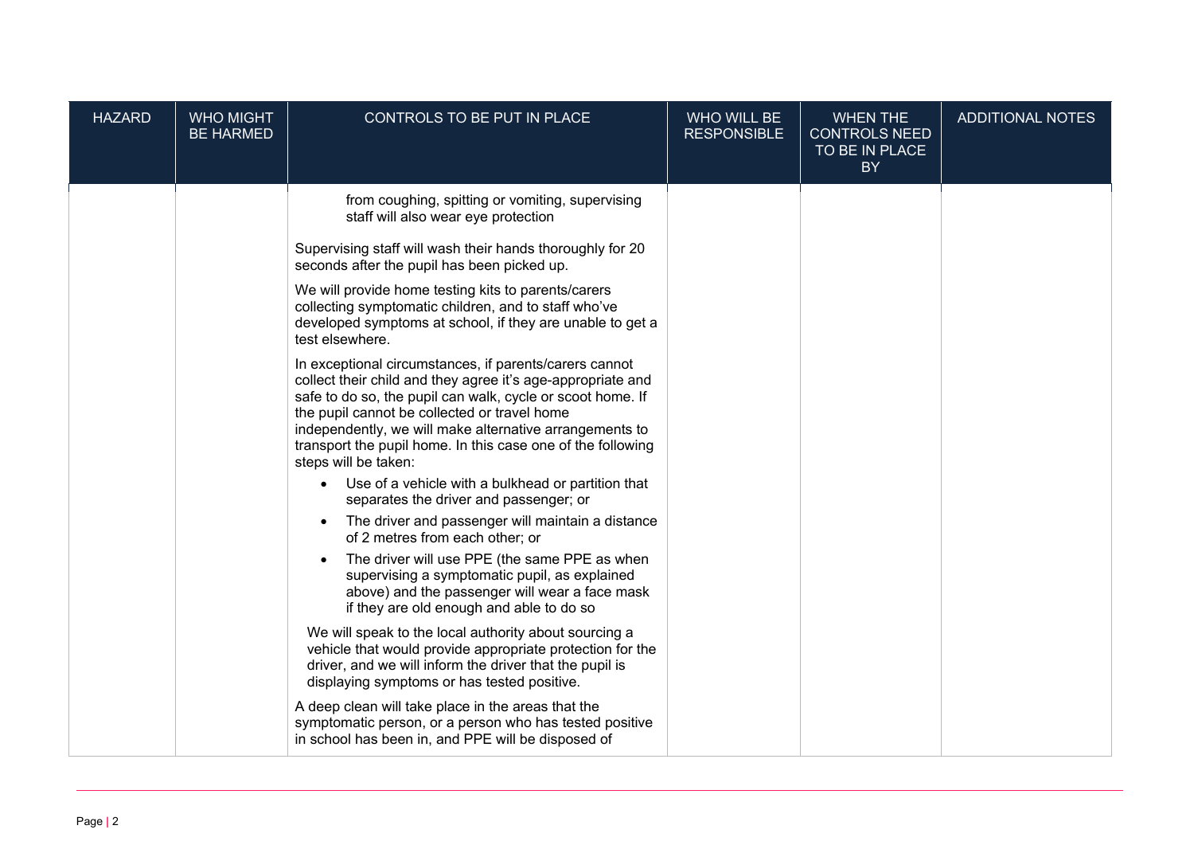| HAZARD | WHO MIGHT BE HARMED | CONTROLS TO BE PUT IN PLACE | WHO WILL BE RESPONSIBLE | WHEN THE CONTROLS NEED TO BE IN PLACE BY | ADDITIONAL NOTES |
|---|---|---|---|---|---|
| | | from coughing, spitting or vomiting, supervising staff will also wear eye protection<br><br>Supervising staff will wash their hands thoroughly for 20 seconds after the pupil has been picked up.<br><br>We will provide home testing kits to parents/carers collecting symptomatic children, and to staff who've developed symptoms at school, if they are unable to get a test elsewhere.<br><br>In exceptional circumstances, if parents/carers cannot collect their child and they agree it's age-appropriate and safe to do so, the pupil can walk, cycle or scoot home. If the pupil cannot be collected or travel home independently, we will make alternative arrangements to transport the pupil home. In this case one of the following steps will be taken:<br>• Use of a vehicle with a bulkhead or partition that separates the driver and passenger; or<br>• The driver and passenger will maintain a distance of 2 metres from each other; or<br>• The driver will use PPE (the same PPE as when supervising a symptomatic pupil, as explained above) and the passenger will wear a face mask if they are old enough and able to do so<br><br>We will speak to the local authority about sourcing a vehicle that would provide appropriate protection for the driver, and we will inform the driver that the pupil is displaying symptoms or has tested positive.<br><br>A deep clean will take place in the areas that the symptomatic person, or a person who has tested positive in school has been in, and PPE will be disposed of | | | |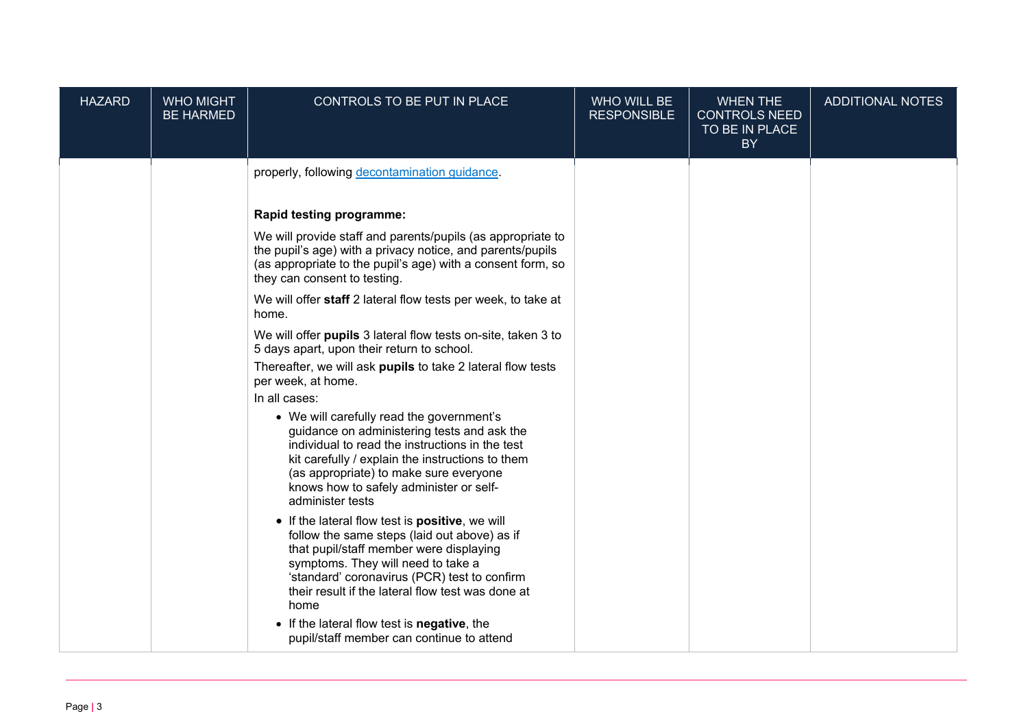| HAZARD | WHO MIGHT BE HARMED | CONTROLS TO BE PUT IN PLACE | WHO WILL BE RESPONSIBLE | WHEN THE CONTROLS NEED TO BE IN PLACE BY | ADDITIONAL NOTES |
|---|---|---|---|---|---|
| | | properly, following [decontamination guidance](). <br><br> **Rapid testing programme:** <br><br> We will provide staff and parents/pupils (as appropriate to the pupil's age) with a privacy notice, and parents/pupils (as appropriate to the pupil's age) with a consent form, so they can consent to testing. <br><br> We will offer **staff** 2 lateral flow tests per week, to take at home. <br><br> We will offer **pupils** 3 lateral flow tests on-site, taken 3 to 5 days apart, upon their return to school. <br> Thereafter, we will ask **pupils** to take 2 lateral flow tests per week, at home. <br> In all cases: <br> • We will carefully read the government's guidance on administering tests and ask the individual to read the instructions in the test kit carefully / explain the instructions to them (as appropriate) to make sure everyone knows how to safely administer or self-administer tests <br> • If the lateral flow test is **positive**, we will follow the same steps (laid out above) as if that pupil/staff member were displaying symptoms. They will need to take a 'standard' coronavirus (PCR) test to confirm their result if the lateral flow test was done at home <br> • If the lateral flow test is **negative**, the pupil/staff member can continue to attend | | | |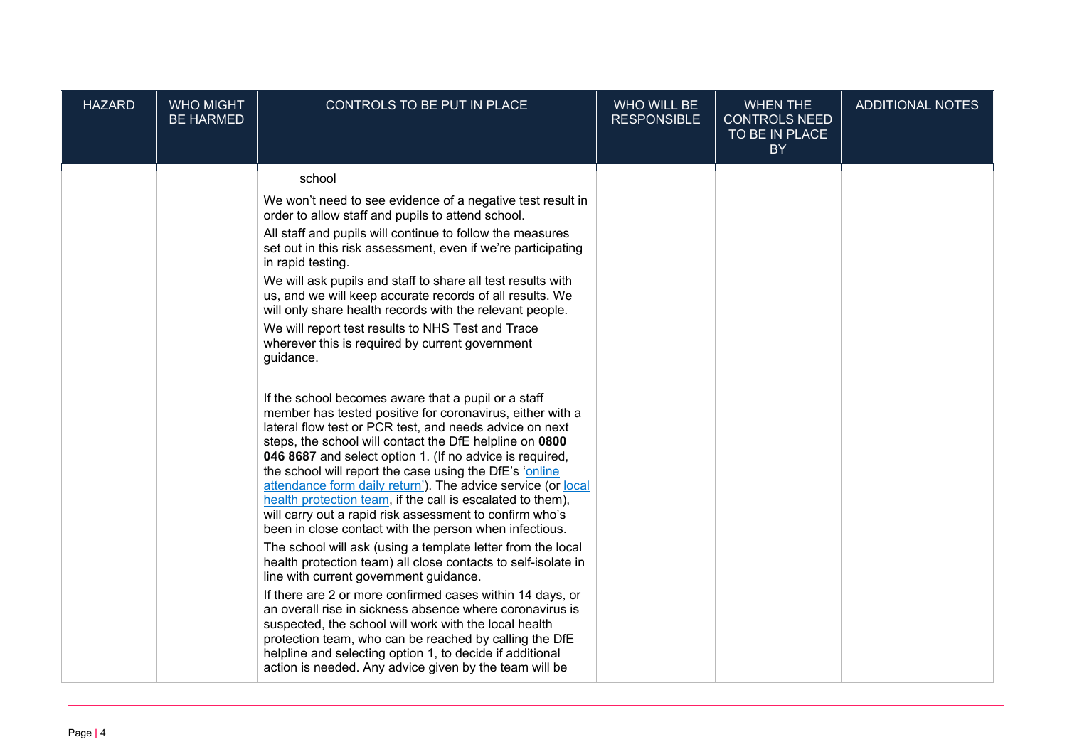| HAZARD | WHO MIGHT BE HARMED | CONTROLS TO BE PUT IN PLACE | WHO WILL BE RESPONSIBLE | WHEN THE CONTROLS NEED TO BE IN PLACE BY | ADDITIONAL NOTES |
|---|---|---|---|---|---|
| | | school<br><br>We won't need to see evidence of a negative test result in order to allow staff and pupils to attend school.<br><br>All staff and pupils will continue to follow the measures set out in this risk assessment, even if we're participating in rapid testing.<br><br>We will ask pupils and staff to share all test results with us, and we will keep accurate records of all results. We will only share health records with the relevant people.<br><br>We will report test results to NHS Test and Trace wherever this is required by current government guidance.<br><br>If the school becomes aware that a pupil or a staff member has tested positive for coronavirus, either with a lateral flow test or PCR test, and needs advice on next steps, the school will contact the DfE helpline on **0800 046 8687** and select option 1. (If no advice is required, the school will report the case using the DfE's 'online attendance form daily return'). The advice service (or local health protection team, if the call is escalated to them), will carry out a rapid risk assessment to confirm who's been in close contact with the person when infectious.<br><br>The school will ask (using a template letter from the local health protection team) all close contacts to self-isolate in line with current government guidance.<br><br>If there are 2 or more confirmed cases within 14 days, or an overall rise in sickness absence where coronavirus is suspected, the school will work with the local health protection team, who can be reached by calling the DfE helpline and selecting option 1, to decide if additional action is needed. Any advice given by the team will be | | | |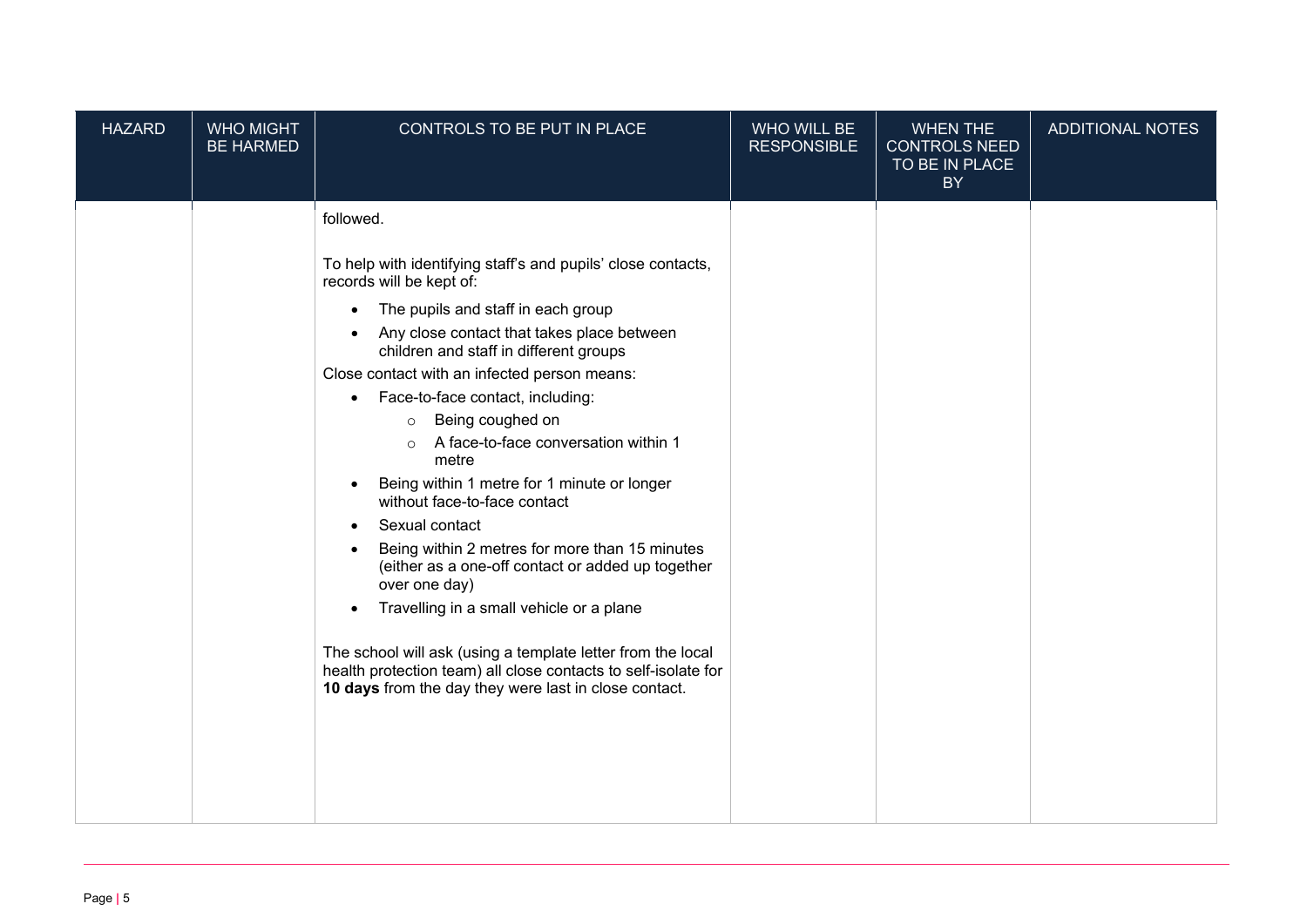| HAZARD | WHO MIGHT BE HARMED | CONTROLS TO BE PUT IN PLACE | WHO WILL BE RESPONSIBLE | WHEN THE CONTROLS NEED TO BE IN PLACE BY | ADDITIONAL NOTES |
| --- | --- | --- | --- | --- | --- |
| | | followed.<br><br>To help with identifying staff's and pupils' close contacts, records will be kept of:<br>• The pupils and staff in each group<br>• Any close contact that takes place between children and staff in different groups<br><br>Close contact with an infected person means:<br>• Face-to-face contact, including:<br>&nbsp;&nbsp;&nbsp;&nbsp;○ Being coughed on<br>&nbsp;&nbsp;&nbsp;&nbsp;○ A face-to-face conversation within 1 metre<br>• Being within 1 metre for 1 minute or longer without face-to-face contact<br>• Sexual contact<br>• Being within 2 metres for more than 15 minutes (either as a one-off contact or added up together over one day)<br>• Travelling in a small vehicle or a plane<br><br>The school will ask (using a template letter from the local health protection team) all close contacts to self-isolate for **10 days** from the day they were last in close contact. | | | |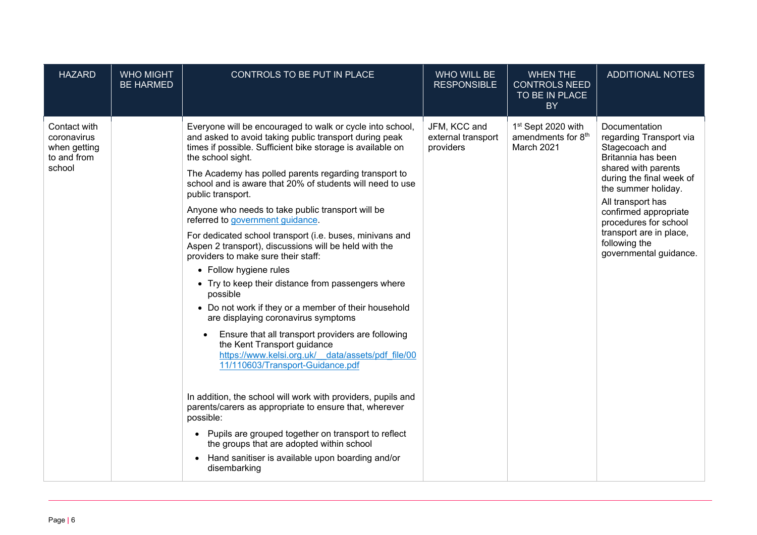| HAZARD | WHO MIGHT BE HARMED | CONTROLS TO BE PUT IN PLACE | WHO WILL BE RESPONSIBLE | WHEN THE CONTROLS NEED TO BE IN PLACE BY | ADDITIONAL NOTES |
|---|---|---|---|---|---|
| Contact with coronavirus when getting to and from school | | Everyone will be encouraged to walk or cycle into school, and asked to avoid taking public transport during peak times if possible. Sufficient bike storage is available on the school sight.<br><br>The Academy has polled parents regarding transport to school and is aware that 20% of students will need to use public transport.<br><br>Anyone who needs to take public transport will be referred to [government guidance](government guidance).<br><br>For dedicated school transport (i.e. buses, minivans and Aspen 2 transport), discussions will be held with the providers to make sure their staff:<br>• Follow hygiene rules<br>• Try to keep their distance from passengers where possible<br>• Do not work if they or a member of their household are displaying coronavirus symptoms<br>• Ensure that all transport providers are following the Kent Transport guidance [https://www.kelsi.org.uk/__data/assets/pdf_file/0011/110603/Transport-Guidance.pdf](https://www.kelsi.org.uk/__data/assets/pdf_file/0011/110603/Transport-Guidance.pdf)<br><br>In addition, the school will work with providers, pupils and parents/carers as appropriate to ensure that, wherever possible:<br>• Pupils are grouped together on transport to reflect the groups that are adopted within school<br>• Hand sanitiser is available upon boarding and/or disembarking | JFM, KCC and external transport providers | 1st Sept 2020 with amendments for 8th March 2021 | Documentation regarding Transport via Stagecoach and Britannia has been shared with parents during the final week of the summer holiday.<br><br>All transport has confirmed appropriate procedures for school transport are in place, following the governmental guidance. |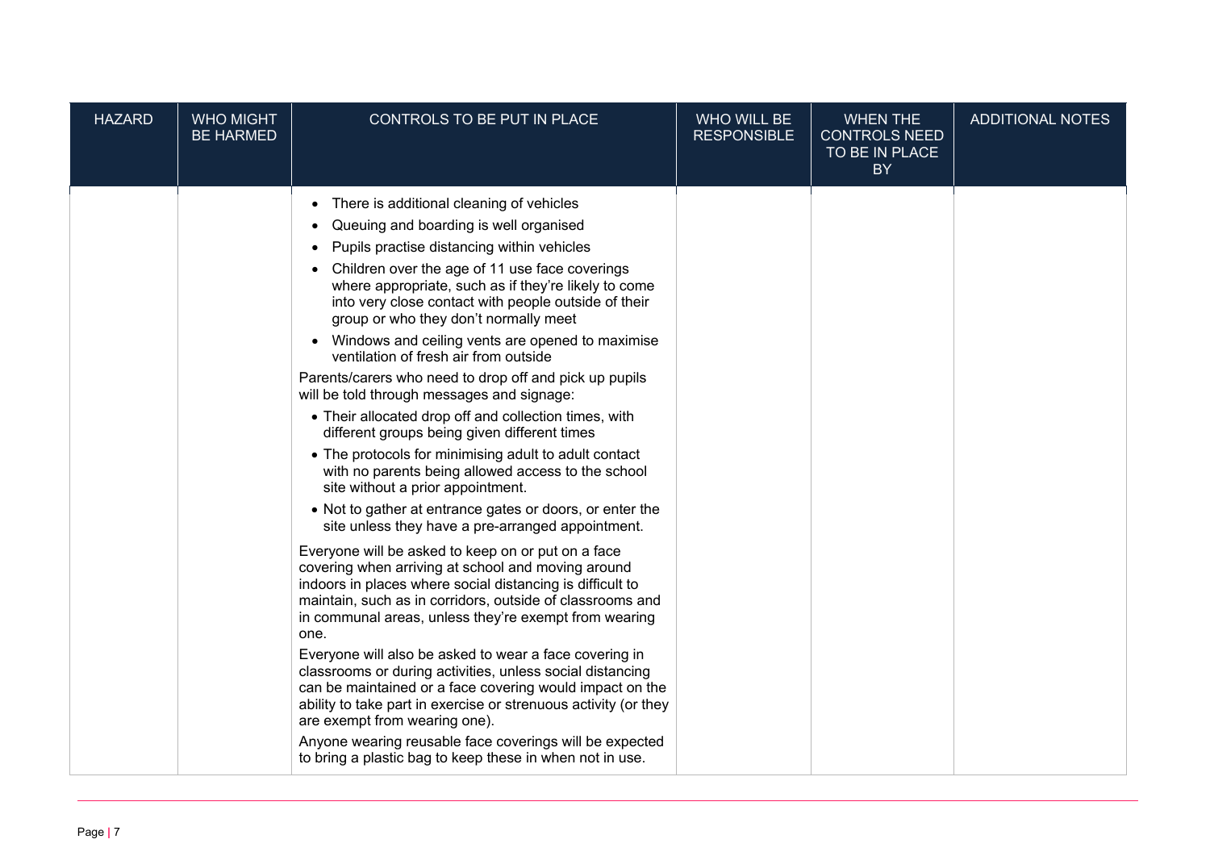| HAZARD | WHO MIGHT BE HARMED | CONTROLS TO BE PUT IN PLACE | WHO WILL BE RESPONSIBLE | WHEN THE CONTROLS NEED TO BE IN PLACE BY | ADDITIONAL NOTES |
|---|---|---|---|---|---|
| | | • There is additional cleaning of vehicles<br>• Queuing and boarding is well organised<br>• Pupils practise distancing within vehicles<br>• Children over the age of 11 use face coverings where appropriate, such as if they're likely to come into very close contact with people outside of their group or who they don't normally meet<br>• Windows and ceiling vents are opened to maximise ventilation of fresh air from outside<br><br>Parents/carers who need to drop off and pick up pupils will be told through messages and signage:<br>• Their allocated drop off and collection times, with different groups being given different times<br>• The protocols for minimising adult to adult contact with no parents being allowed access to the school site without a prior appointment.<br>• Not to gather at entrance gates or doors, or enter the site unless they have a pre-arranged appointment.<br><br>Everyone will be asked to keep on or put on a face covering when arriving at school and moving around indoors in places where social distancing is difficult to maintain, such as in corridors, outside of classrooms and in communal areas, unless they're exempt from wearing one.<br><br>Everyone will also be asked to wear a face covering in classrooms or during activities, unless social distancing can be maintained or a face covering would impact on the ability to take part in exercise or strenuous activity (or they are exempt from wearing one).<br><br>Anyone wearing reusable face coverings will be expected to bring a plastic bag to keep these in when not in use. | | | |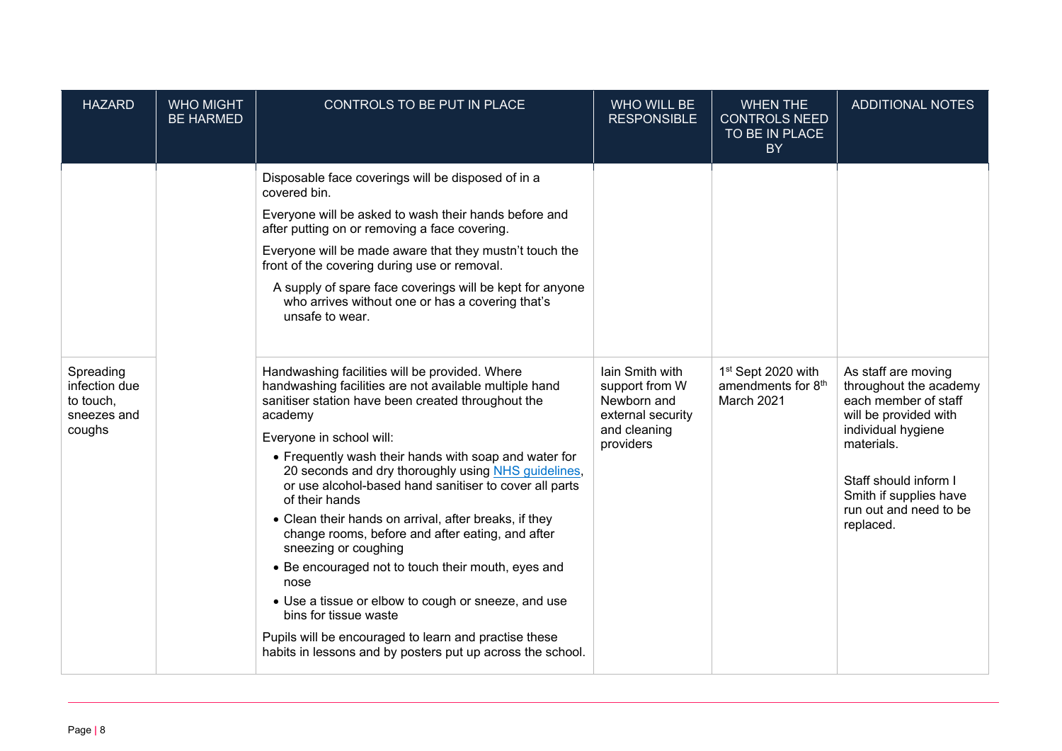| HAZARD | WHO MIGHT BE HARMED | CONTROLS TO BE PUT IN PLACE | WHO WILL BE RESPONSIBLE | WHEN THE CONTROLS NEED TO BE IN PLACE BY | ADDITIONAL NOTES |
|---|---|---|---|---|---|
| | | Disposable face coverings will be disposed of in a covered bin.<br><br>Everyone will be asked to wash their hands before and after putting on or removing a face covering.<br><br>Everyone will be made aware that they mustn't touch the front of the covering during use or removal.<br><br>A supply of spare face coverings will be kept for anyone who arrives without one or has a covering that's unsafe to wear. | | | |
| Spreading infection due to touch, sneezes and coughs | | Handwashing facilities will be provided. Where handwashing facilities are not available multiple hand sanitiser station have been created throughout the academy<br><br>Everyone in school will:<br>• Frequently wash their hands with soap and water for 20 seconds and dry thoroughly using NHS guidelines, or use alcohol-based hand sanitiser to cover all parts of their hands<br>• Clean their hands on arrival, after breaks, if they change rooms, before and after eating, and after sneezing or coughing<br>• Be encouraged not to touch their mouth, eyes and nose<br>• Use a tissue or elbow to cough or sneeze, and use bins for tissue waste<br><br>Pupils will be encouraged to learn and practise these habits in lessons and by posters put up across the school. | Iain Smith with support from W Newborn and external security and cleaning providers | 1st Sept 2020 with amendments for 8th March 2021 | As staff are moving throughout the academy each member of staff will be provided with individual hygiene materials.<br><br>Staff should inform I Smith if supplies have run out and need to be replaced. |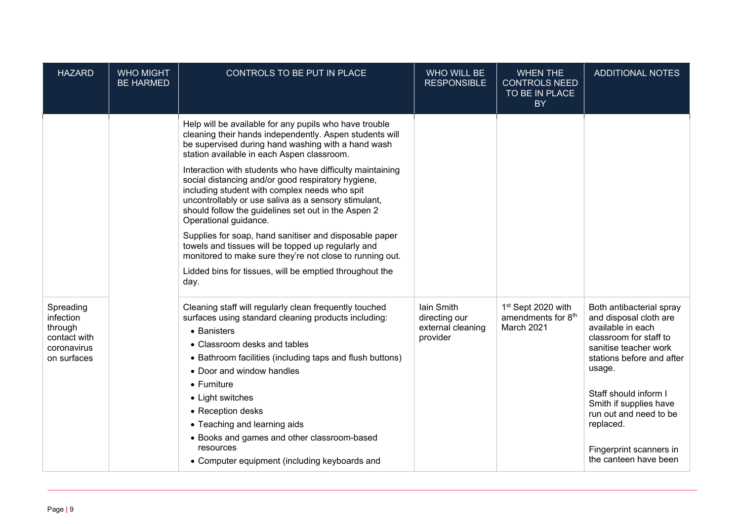| HAZARD | WHO MIGHT BE HARMED | CONTROLS TO BE PUT IN PLACE | WHO WILL BE RESPONSIBLE | WHEN THE CONTROLS NEED TO BE IN PLACE BY | ADDITIONAL NOTES |
|---|---|---|---|---|---|
| | | Help will be available for any pupils who have trouble cleaning their hands independently. Aspen students will be supervised during hand washing with a hand wash station available in each Aspen classroom.<br><br>Interaction with students who have difficulty maintaining social distancing and/or good respiratory hygiene, including student with complex needs who spit uncontrollably or use saliva as a sensory stimulant, should follow the guidelines set out in the Aspen 2 Operational guidance.<br><br>Supplies for soap, hand sanitiser and disposable paper towels and tissues will be topped up regularly and monitored to make sure they're not close to running out.<br><br>Lidded bins for tissues, will be emptied throughout the day. | | | |
| Spreading infection through contact with coronavirus on surfaces | | Cleaning staff will regularly clean frequently touched surfaces using standard cleaning products including:<br>• Banisters<br>• Classroom desks and tables<br>• Bathroom facilities (including taps and flush buttons)<br>• Door and window handles<br>• Furniture<br>• Light switches<br>• Reception desks<br>• Teaching and learning aids<br>• Books and games and other classroom-based resources<br>• Computer equipment (including keyboards and | Iain Smith directing our external cleaning provider | 1st Sept 2020 with amendments for 8th March 2021 | Both antibacterial spray and disposal cloth are available in each classroom for staff to sanitise teacher work stations before and after usage.<br><br>Staff should inform I Smith if supplies have run out and need to be replaced.<br><br>Fingerprint scanners in the canteen have been |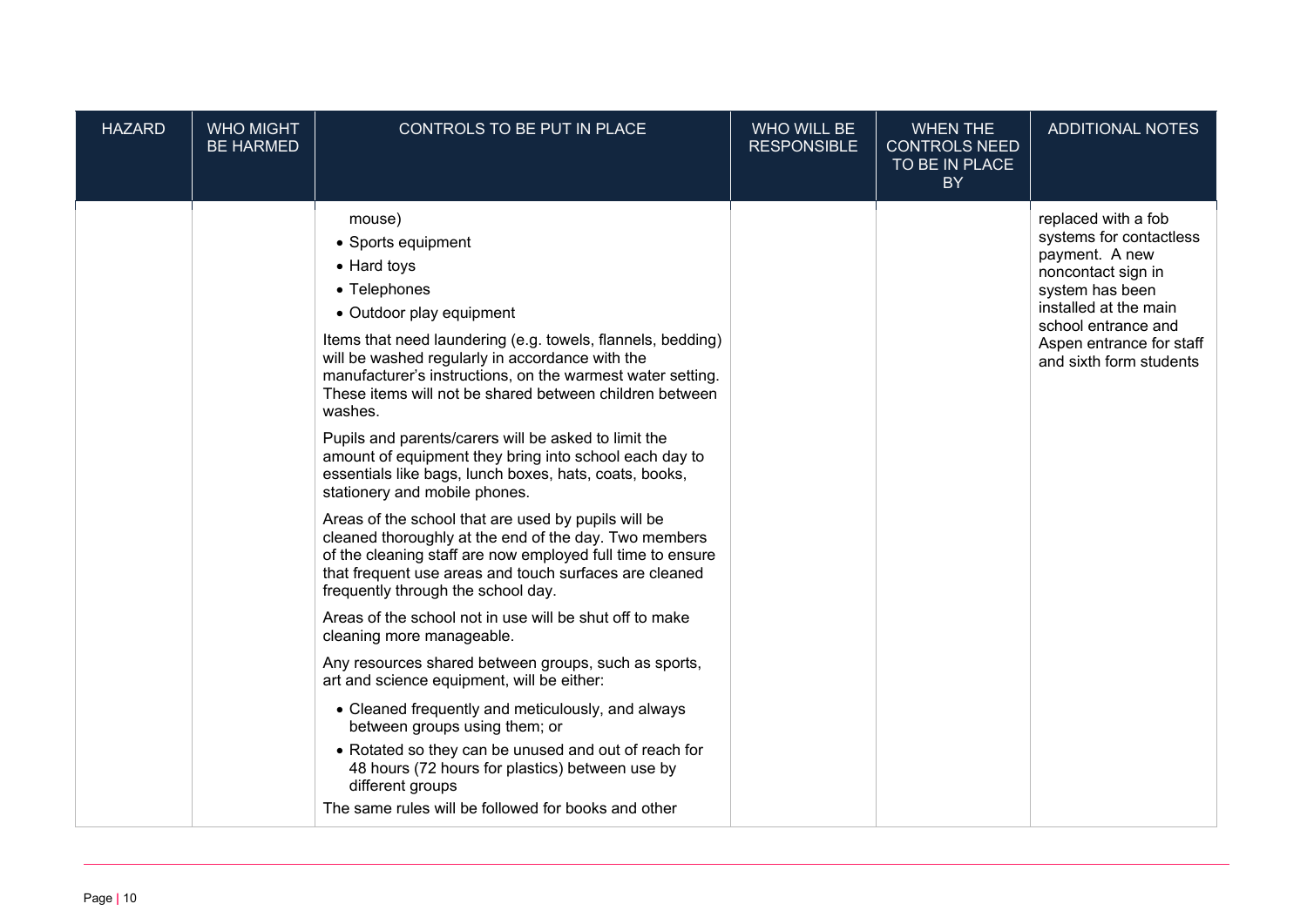| HAZARD | WHO MIGHT BE HARMED | CONTROLS TO BE PUT IN PLACE | WHO WILL BE RESPONSIBLE | WHEN THE CONTROLS NEED TO BE IN PLACE BY | ADDITIONAL NOTES |
|---|---|---|---|---|---|
| | | mouse)<br>• Sports equipment<br>• Hard toys<br>• Telephones<br>• Outdoor play equipment<br><br>Items that need laundering (e.g. towels, flannels, bedding) will be washed regularly in accordance with the manufacturer's instructions, on the warmest water setting. These items will not be shared between children between washes.<br><br>Pupils and parents/carers will be asked to limit the amount of equipment they bring into school each day to essentials like bags, lunch boxes, hats, coats, books, stationery and mobile phones.<br><br>Areas of the school that are used by pupils will be cleaned thoroughly at the end of the day. Two members of the cleaning staff are now employed full time to ensure that frequent use areas and touch surfaces are cleaned frequently through the school day.<br><br>Areas of the school not in use will be shut off to make cleaning more manageable.<br><br>Any resources shared between groups, such as sports, art and science equipment, will be either:<br>• Cleaned frequently and meticulously, and always between groups using them; or<br>• Rotated so they can be unused and out of reach for 48 hours (72 hours for plastics) between use by different groups<br><br>The same rules will be followed for books and other | | | replaced with a fob systems for contactless payment. A new noncontact sign in system has been installed at the main school entrance and Aspen entrance for staff and sixth form students |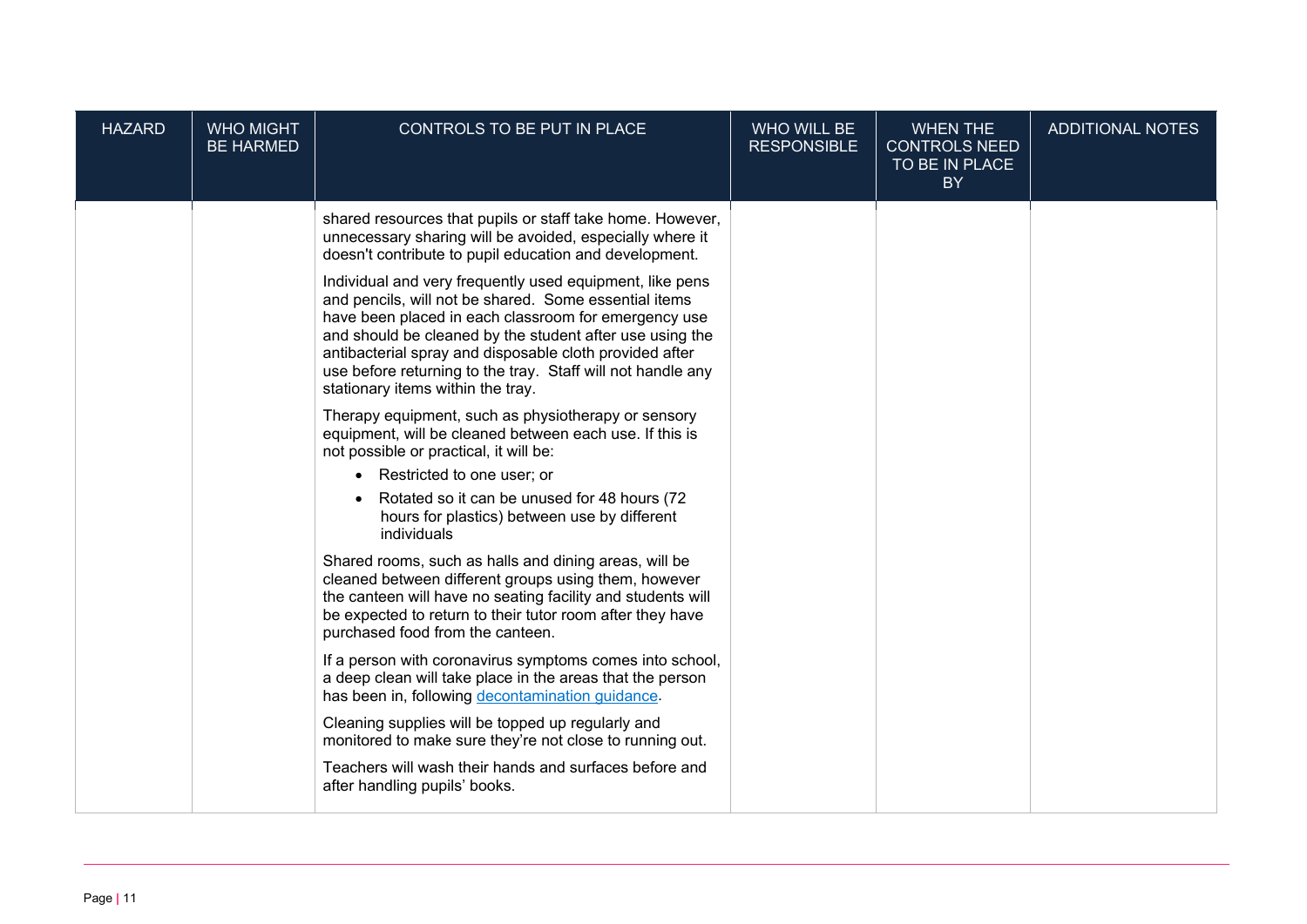| HAZARD | WHO MIGHT BE HARMED | CONTROLS TO BE PUT IN PLACE | WHO WILL BE RESPONSIBLE | WHEN THE CONTROLS NEED TO BE IN PLACE BY | ADDITIONAL NOTES |
|---|---|---|---|---|---|
| | | shared resources that pupils or staff take home. However, unnecessary sharing will be avoided, especially where it doesn't contribute to pupil education and development.<br><br>Individual and very frequently used equipment, like pens and pencils, will not be shared. Some essential items have been placed in each classroom for emergency use and should be cleaned by the student after use using the antibacterial spray and disposable cloth provided after use before returning to the tray. Staff will not handle any stationary items within the tray.<br><br>Therapy equipment, such as physiotherapy or sensory equipment, will be cleaned between each use. If this is not possible or practical, it will be:<br>• Restricted to one user; or<br>• Rotated so it can be unused for 48 hours (72 hours for plastics) between use by different individuals<br><br>Shared rooms, such as halls and dining areas, will be cleaned between different groups using them, however the canteen will have no seating facility and students will be expected to return to their tutor room after they have purchased food from the canteen.<br><br>If a person with coronavirus symptoms comes into school, a deep clean will take place in the areas that the person has been in, following decontamination guidance.<br><br>Cleaning supplies will be topped up regularly and monitored to make sure they're not close to running out.<br><br>Teachers will wash their hands and surfaces before and after handling pupils' books. | | | |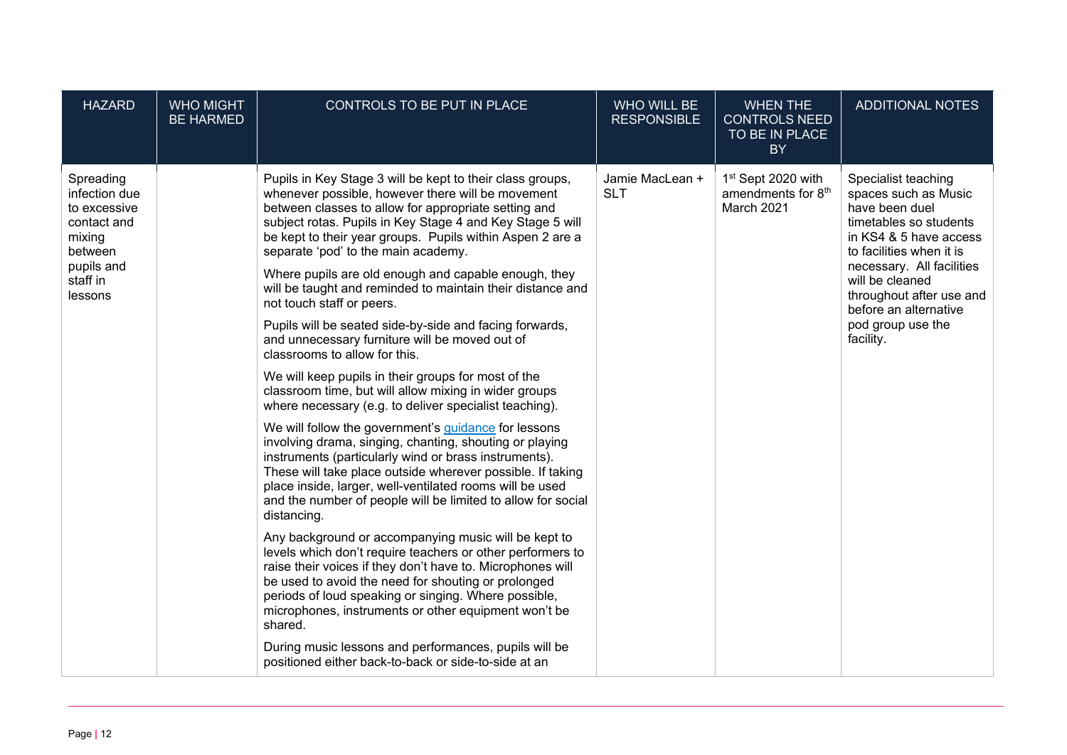| HAZARD | WHO MIGHT BE HARMED | CONTROLS TO BE PUT IN PLACE | WHO WILL BE RESPONSIBLE | WHEN THE CONTROLS NEED TO BE IN PLACE BY | ADDITIONAL NOTES |
|---|---|---|---|---|---|
| Spreading infection due to excessive contact and mixing between pupils and staff in lessons | | Pupils in Key Stage 3 will be kept to their class groups, whenever possible, however there will be movement between classes to allow for appropriate setting and subject rotas. Pupils in Key Stage 4 and Key Stage 5 will be kept to their year groups. Pupils within Aspen 2 are a separate 'pod' to the main academy.<br><br>Where pupils are old enough and capable enough, they will be taught and reminded to maintain their distance and not touch staff or peers.<br><br>Pupils will be seated side-by-side and facing forwards, and unnecessary furniture will be moved out of classrooms to allow for this.<br><br>We will keep pupils in their groups for most of the classroom time, but will allow mixing in wider groups where necessary (e.g. to deliver specialist teaching).<br><br>We will follow the government's guidance for lessons involving drama, singing, chanting, shouting or playing instruments (particularly wind or brass instruments). These will take place outside wherever possible. If taking place inside, larger, well-ventilated rooms will be used and the number of people will be limited to allow for social distancing.<br><br>Any background or accompanying music will be kept to levels which don't require teachers or other performers to raise their voices if they don't have to. Microphones will be used to avoid the need for shouting or prolonged periods of loud speaking or singing. Where possible, microphones, instruments or other equipment won't be shared.<br><br>During music lessons and performances, pupils will be positioned either back-to-back or side-to-side at an | Jamie MacLean + SLT | 1st Sept 2020 with amendments for 8th March 2021 | Specialist teaching spaces such as Music have been duel timetables so students in KS4 & 5 have access to facilities when it is necessary. All facilities will be cleaned throughout after use and before an alternative pod group use the facility. |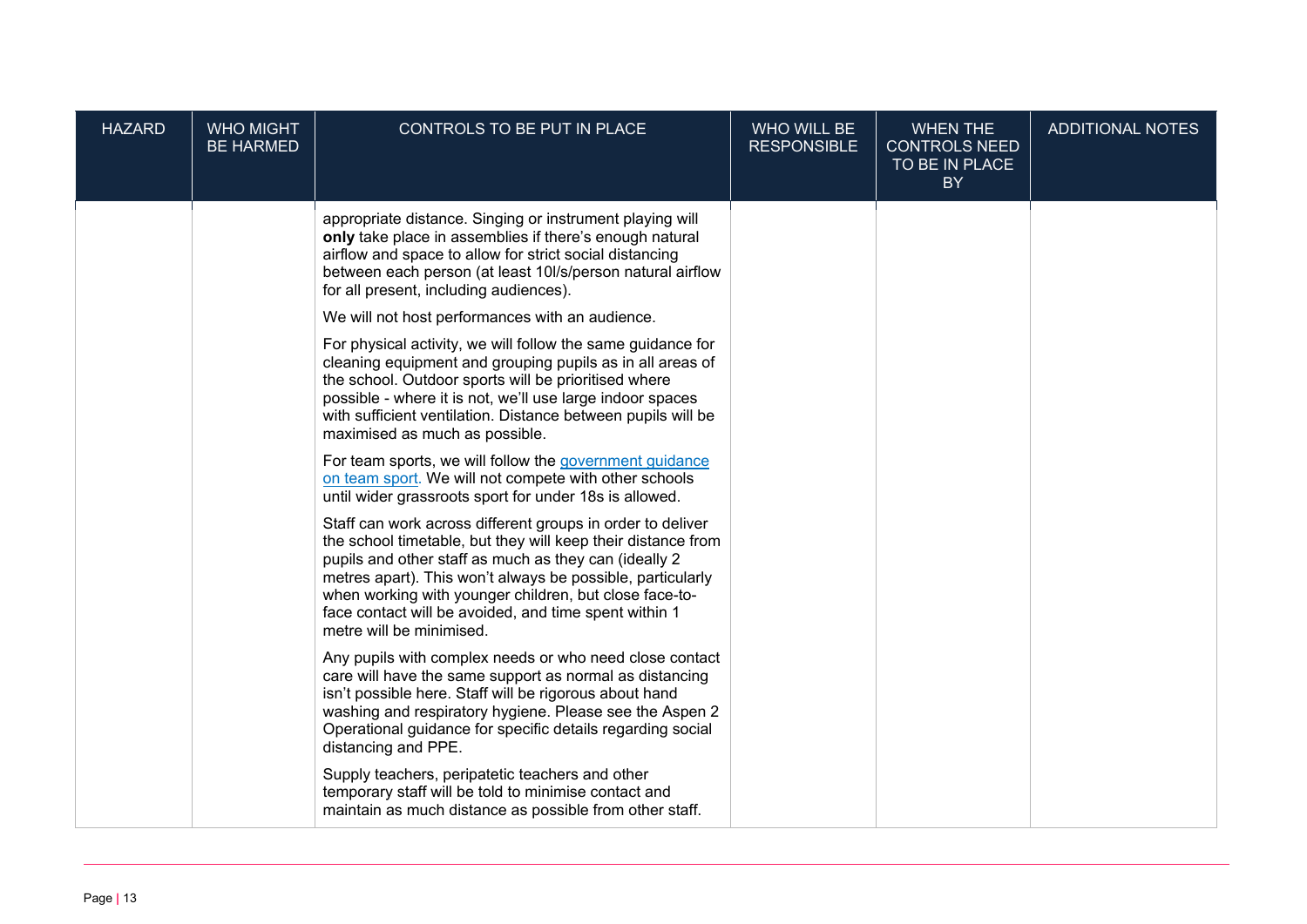| HAZARD | WHO MIGHT BE HARMED | CONTROLS TO BE PUT IN PLACE | WHO WILL BE RESPONSIBLE | WHEN THE CONTROLS NEED TO BE IN PLACE BY | ADDITIONAL NOTES |
|---|---|---|---|---|---|
| | | appropriate distance. Singing or instrument playing will **only** take place in assemblies if there's enough natural airflow and space to allow for strict social distancing between each person (at least 10l/s/person natural airflow for all present, including audiences).<br><br>We will not host performances with an audience.<br><br>For physical activity, we will follow the same guidance for cleaning equipment and grouping pupils as in all areas of the school. Outdoor sports will be prioritised where possible - where it is not, we'll use large indoor spaces with sufficient ventilation. Distance between pupils will be maximised as much as possible.<br><br>For team sports, we will follow the [government guidance on team sport](). We will not compete with other schools until wider grassroots sport for under 18s is allowed.<br><br>Staff can work across different groups in order to deliver the school timetable, but they will keep their distance from pupils and other staff as much as they can (ideally 2 metres apart). This won't always be possible, particularly when working with younger children, but close face-to-face contact will be avoided, and time spent within 1 metre will be minimised.<br><br>Any pupils with complex needs or who need close contact care will have the same support as normal as distancing isn't possible here. Staff will be rigorous about hand washing and respiratory hygiene. Please see the Aspen 2 Operational guidance for specific details regarding social distancing and PPE.<br><br>Supply teachers, peripatetic teachers and other temporary staff will be told to minimise contact and maintain as much distance as possible from other staff. | | | |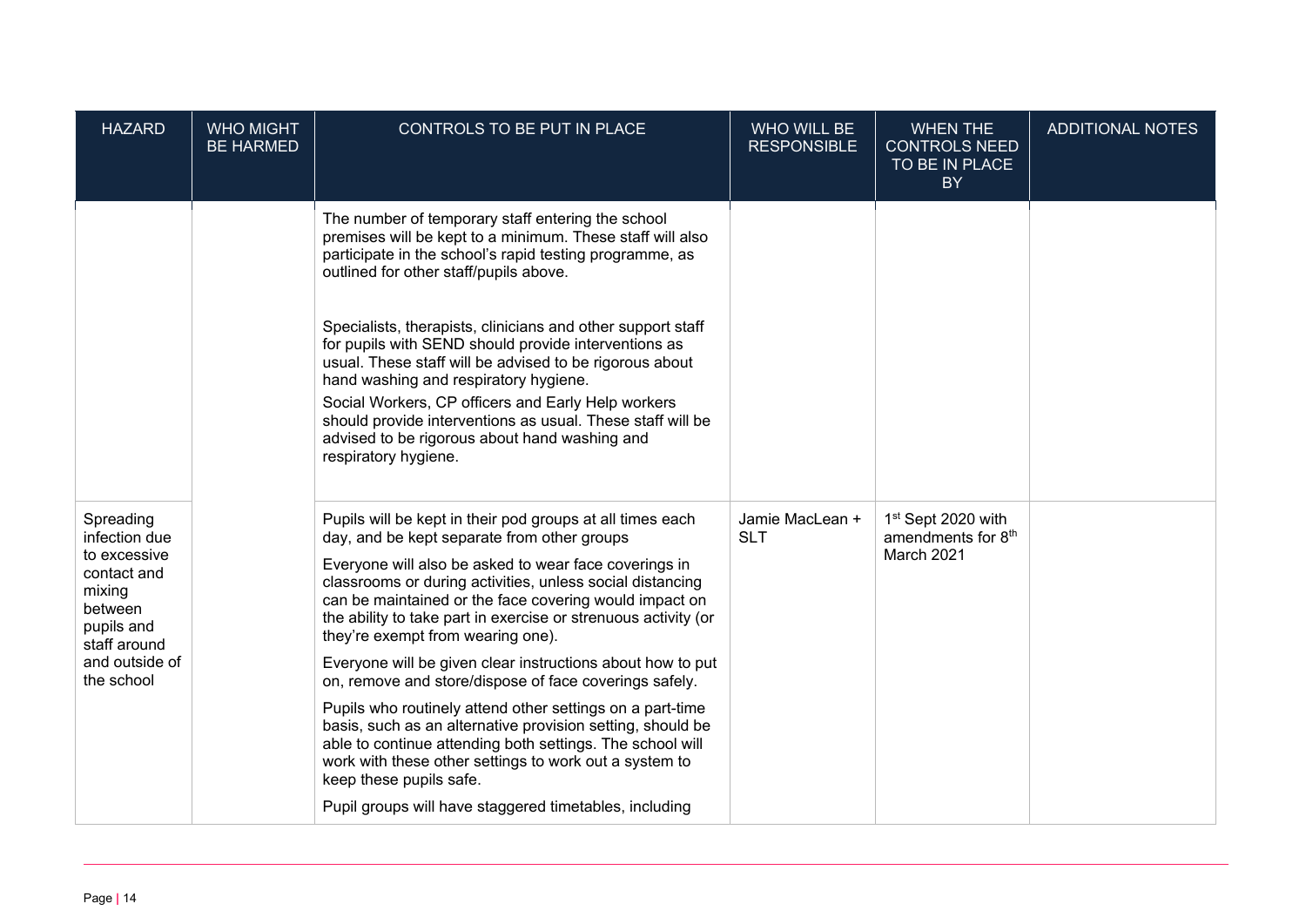| HAZARD | WHO MIGHT BE HARMED | CONTROLS TO BE PUT IN PLACE | WHO WILL BE RESPONSIBLE | WHEN THE CONTROLS NEED TO BE IN PLACE BY | ADDITIONAL NOTES |
|---|---|---|---|---|---|
| | | The number of temporary staff entering the school premises will be kept to a minimum. These staff will also participate in the school's rapid testing programme, as outlined for other staff/pupils above.<br><br>Specialists, therapists, clinicians and other support staff for pupils with SEND should provide interventions as usual. These staff will be advised to be rigorous about hand washing and respiratory hygiene.<br>Social Workers, CP officers and Early Help workers should provide interventions as usual. These staff will be advised to be rigorous about hand washing and respiratory hygiene. | | | |
| Spreading infection due to excessive contact and mixing between pupils and staff around and outside of the school | | Pupils will be kept in their pod groups at all times each day, and be kept separate from other groups<br><br>Everyone will also be asked to wear face coverings in classrooms or during activities, unless social distancing can be maintained or the face covering would impact on the ability to take part in exercise or strenuous activity (or they're exempt from wearing one).<br><br>Everyone will be given clear instructions about how to put on, remove and store/dispose of face coverings safely.<br><br>Pupils who routinely attend other settings on a part-time basis, such as an alternative provision setting, should be able to continue attending both settings. The school will work with these other settings to work out a system to keep these pupils safe.<br><br>Pupil groups will have staggered timetables, including | Jamie MacLean + SLT | 1st Sept 2020 with amendments for 8th March 2021 | |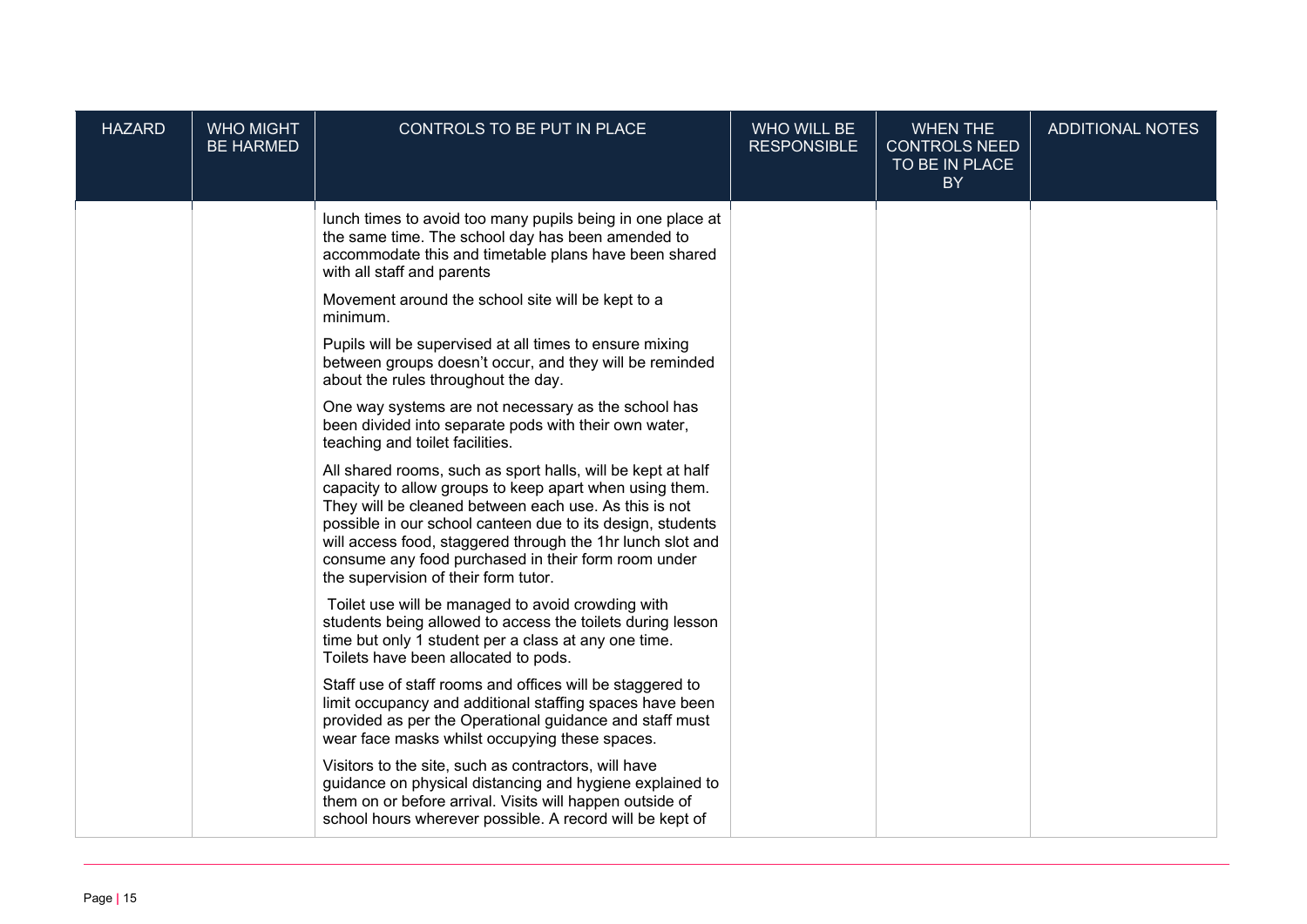| HAZARD | WHO MIGHT BE HARMED | CONTROLS TO BE PUT IN PLACE | WHO WILL BE RESPONSIBLE | WHEN THE CONTROLS NEED TO BE IN PLACE BY | ADDITIONAL NOTES |
|---|---|---|---|---|---|
| | | lunch times to avoid too many pupils being in one place at the same time. The school day has been amended to accommodate this and timetable plans have been shared with all staff and parents<br><br>Movement around the school site will be kept to a minimum.<br><br>Pupils will be supervised at all times to ensure mixing between groups doesn't occur, and they will be reminded about the rules throughout the day.<br><br>One way systems are not necessary as the school has been divided into separate pods with their own water, teaching and toilet facilities.<br><br>All shared rooms, such as sport halls, will be kept at half capacity to allow groups to keep apart when using them. They will be cleaned between each use. As this is not possible in our school canteen due to its design, students will access food, staggered through the 1hr lunch slot and consume any food purchased in their form room under the supervision of their form tutor.<br><br>Toilet use will be managed to avoid crowding with students being allowed to access the toilets during lesson time but only 1 student per a class at any one time. Toilets have been allocated to pods.<br><br>Staff use of staff rooms and offices will be staggered to limit occupancy and additional staffing spaces have been provided as per the Operational guidance and staff must wear face masks whilst occupying these spaces.<br><br>Visitors to the site, such as contractors, will have guidance on physical distancing and hygiene explained to them on or before arrival. Visits will happen outside of school hours wherever possible. A record will be kept of | | | |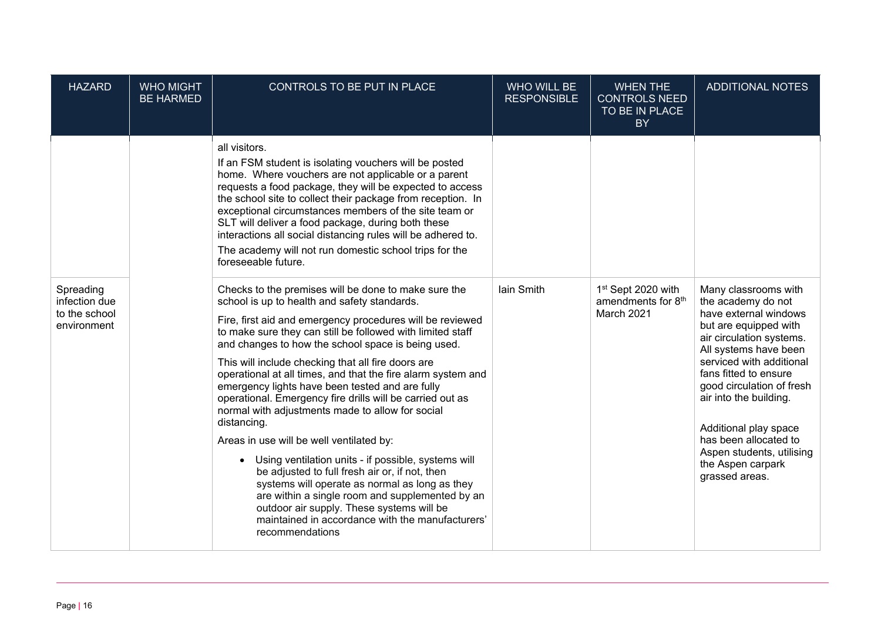| HAZARD | WHO MIGHT BE HARMED | CONTROLS TO BE PUT IN PLACE | WHO WILL BE RESPONSIBLE | WHEN THE CONTROLS NEED TO BE IN PLACE BY | ADDITIONAL NOTES |
|---|---|---|---|---|---|
| | | all visitors.<br>If an FSM student is isolating vouchers will be posted home. Where vouchers are not applicable or a parent requests a food package, they will be expected to access the school site to collect their package from reception. In exceptional circumstances members of the site team or SLT will deliver a food package, during both these interactions all social distancing rules will be adhered to.<br>The academy will not run domestic school trips for the foreseeable future. | | | |
| Spreading infection due to the school environment | | Checks to the premises will be done to make sure the school is up to health and safety standards.<br>Fire, first aid and emergency procedures will be reviewed to make sure they can still be followed with limited staff and changes to how the school space is being used.<br>This will include checking that all fire doors are operational at all times, and that the fire alarm system and emergency lights have been tested and are fully operational. Emergency fire drills will be carried out as normal with adjustments made to allow for social distancing.<br>Areas in use will be well ventilated by:<br>• Using ventilation units - if possible, systems will be adjusted to full fresh air or, if not, then systems will operate as normal as long as they are within a single room and supplemented by an outdoor air supply. These systems will be maintained in accordance with the manufacturers' recommendations | Iain Smith | 1st Sept 2020 with amendments for 8th March 2021 | Many classrooms with the academy do not have external windows but are equipped with air circulation systems. All systems have been serviced with additional fans fitted to ensure good circulation of fresh air into the building.<br><br>Additional play space has been allocated to Aspen students, utilising the Aspen carpark grassed areas. |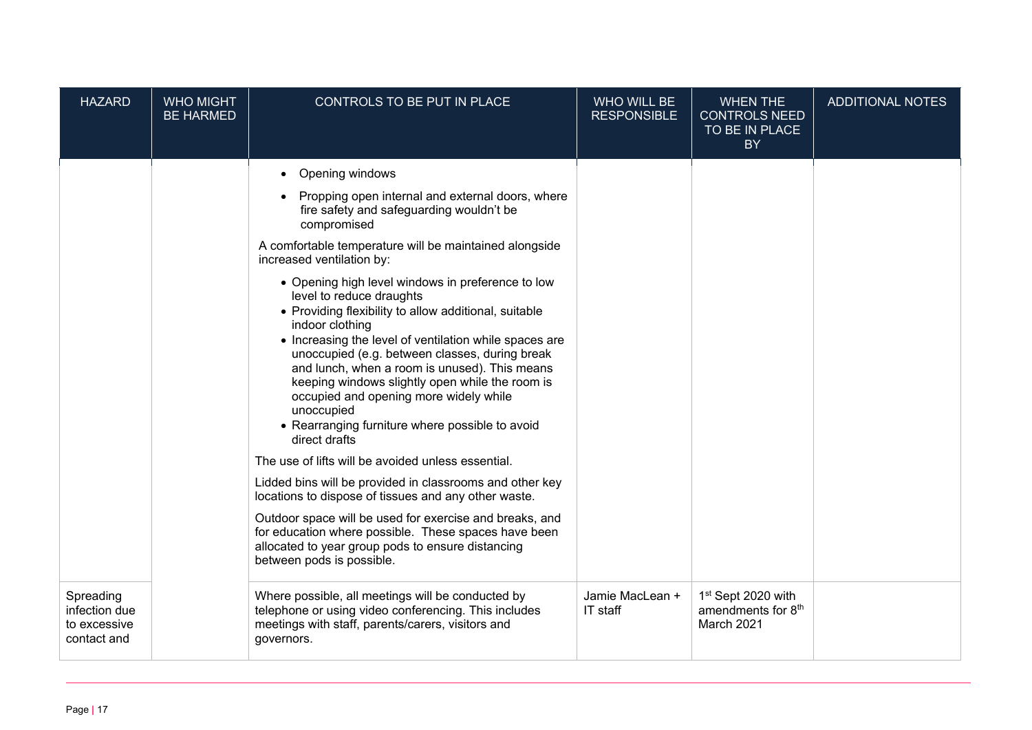| HAZARD | WHO MIGHT BE HARMED | CONTROLS TO BE PUT IN PLACE | WHO WILL BE RESPONSIBLE | WHEN THE CONTROLS NEED TO BE IN PLACE BY | ADDITIONAL NOTES |
|---|---|---|---|---|---|
| | | • Opening windows<br>• Propping open internal and external doors, where fire safety and safeguarding wouldn't be compromised<br><br>A comfortable temperature will be maintained alongside increased ventilation by:<br><br>• Opening high level windows in preference to low level to reduce draughts<br>• Providing flexibility to allow additional, suitable indoor clothing<br>• Increasing the level of ventilation while spaces are unoccupied (e.g. between classes, during break and lunch, when a room is unused). This means keeping windows slightly open while the room is occupied and opening more widely while unoccupied<br>• Rearranging furniture where possible to avoid direct drafts<br><br>The use of lifts will be avoided unless essential.<br><br>Lidded bins will be provided in classrooms and other key locations to dispose of tissues and any other waste.<br><br>Outdoor space will be used for exercise and breaks, and for education where possible. These spaces have been allocated to year group pods to ensure distancing between pods is possible. | | | |
| Spreading infection due to excessive contact and | | Where possible, all meetings will be conducted by telephone or using video conferencing. This includes meetings with staff, parents/carers, visitors and governors. | Jamie MacLean + IT staff | 1st Sept 2020 with amendments for 8th March 2021 | |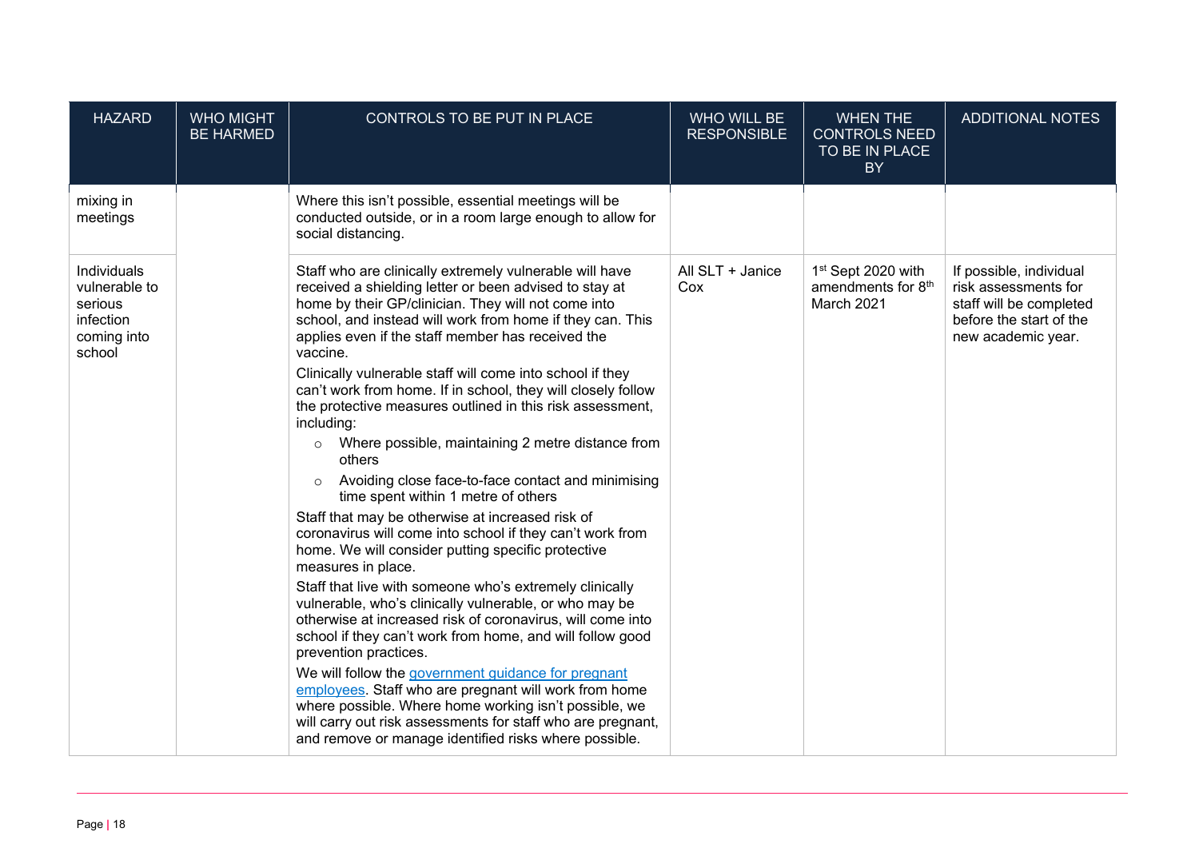| HAZARD | WHO MIGHT BE HARMED | CONTROLS TO BE PUT IN PLACE | WHO WILL BE RESPONSIBLE | WHEN THE CONTROLS NEED TO BE IN PLACE BY | ADDITIONAL NOTES |
|---|---|---|---|---|---|
| mixing in meetings | | Where this isn't possible, essential meetings will be conducted outside, or in a room large enough to allow for social distancing. | | | |
| Individuals vulnerable to serious infection coming into school | | Staff who are clinically extremely vulnerable will have received a shielding letter or been advised to stay at home by their GP/clinician. They will not come into school, and instead will work from home if they can. This applies even if the staff member has received the vaccine.<br><br>Clinically vulnerable staff will come into school if they can't work from home. If in school, they will closely follow the protective measures outlined in this risk assessment, including:<br>◦ Where possible, maintaining 2 metre distance from others<br>◦ Avoiding close face-to-face contact and minimising time spent within 1 metre of others<br><br>Staff that may be otherwise at increased risk of coronavirus will come into school if they can't work from home. We will consider putting specific protective measures in place.<br><br>Staff that live with someone who's extremely clinically vulnerable, who's clinically vulnerable, or who may be otherwise at increased risk of coronavirus, will come into school if they can't work from home, and will follow good prevention practices.<br><br>We will follow the government guidance for pregnant employees. Staff who are pregnant will work from home where possible. Where home working isn't possible, we will carry out risk assessments for staff who are pregnant, and remove or manage identified risks where possible. | All SLT + Janice Cox | 1st Sept 2020 with amendments for 8th March 2021 | If possible, individual risk assessments for staff will be completed before the start of the new academic year. |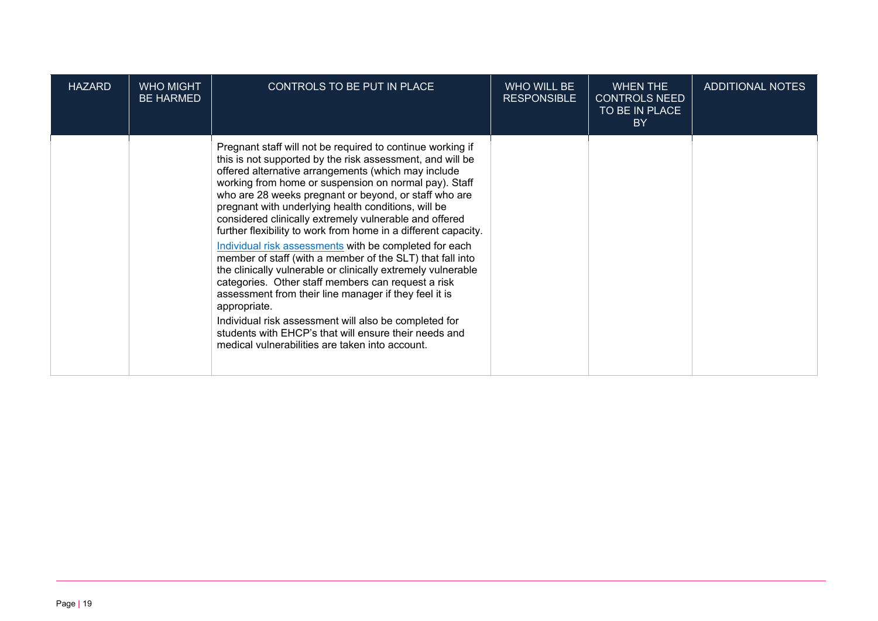| HAZARD | WHO MIGHT BE HARMED | CONTROLS TO BE PUT IN PLACE | WHO WILL BE RESPONSIBLE | WHEN THE CONTROLS NEED TO BE IN PLACE BY | ADDITIONAL NOTES |
| --- | --- | --- | --- | --- | --- |
| | | Pregnant staff will not be required to continue working if this is not supported by the risk assessment, and will be offered alternative arrangements (which may include working from home or suspension on normal pay). Staff who are 28 weeks pregnant or beyond, or staff who are pregnant with underlying health conditions, will be considered clinically extremely vulnerable and offered further flexibility to work from home in a different capacity.<br><br>Individual risk assessments with be completed for each member of staff (with a member of the SLT) that fall into the clinically vulnerable or clinically extremely vulnerable categories. Other staff members can request a risk assessment from their line manager if they feel it is appropriate.<br><br>Individual risk assessment will also be completed for students with EHCP's that will ensure their needs and medical vulnerabilities are taken into account. | | | |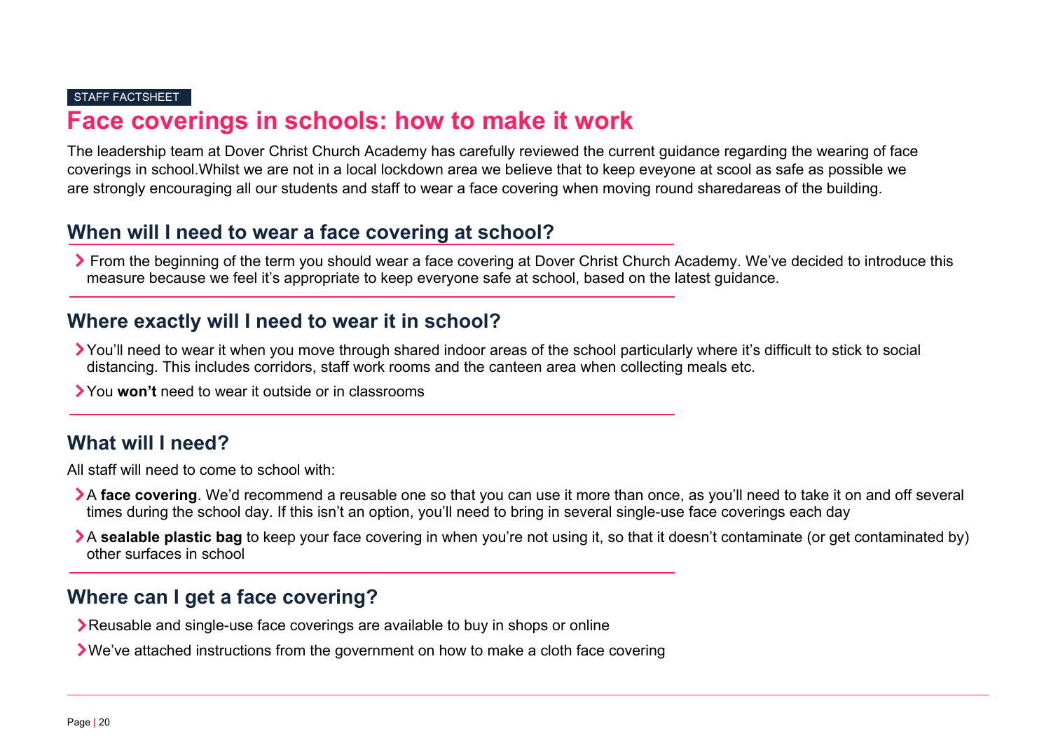STAFF FACTSHEET

# Face coverings in schools: how to make it work

The leadership team at Dover Christ Church Academy has carefully reviewed the current guidance regarding the wearing of face coverings in school.Whilst we are not in a local lockdown area we believe that to keep eveyone at scool as safe as possible we are strongly encouraging all our students and staff to wear a face covering when moving round sharedareas of the building.

## When will I need to wear a face covering at school?

- From the beginning of the term you should wear a face covering at Dover Christ Church Academy. We've decided to introduce this measure because we feel it's appropriate to keep everyone safe at school, based on the latest guidance.

## Where exactly will I need to wear it in school?

- You'll need to wear it when you move through shared indoor areas of the school particularly where it's difficult to stick to social distancing. This includes corridors, staff work rooms and the canteen area when collecting meals etc.
- You **won't** need to wear it outside or in classrooms

## What will I need?

All staff will need to come to school with:

- A **face covering**. We'd recommend a reusable one so that you can use it more than once, as you'll need to take it on and off several times during the school day. If this isn't an option, you'll need to bring in several single-use face coverings each day
- A **sealable plastic bag** to keep your face covering in when you're not using it, so that it doesn't contaminate (or get contaminated by) other surfaces in school

## Where can I get a face covering?

- Reusable and single-use face coverings are available to buy in shops or online
- We've attached instructions from the government on how to make a cloth face covering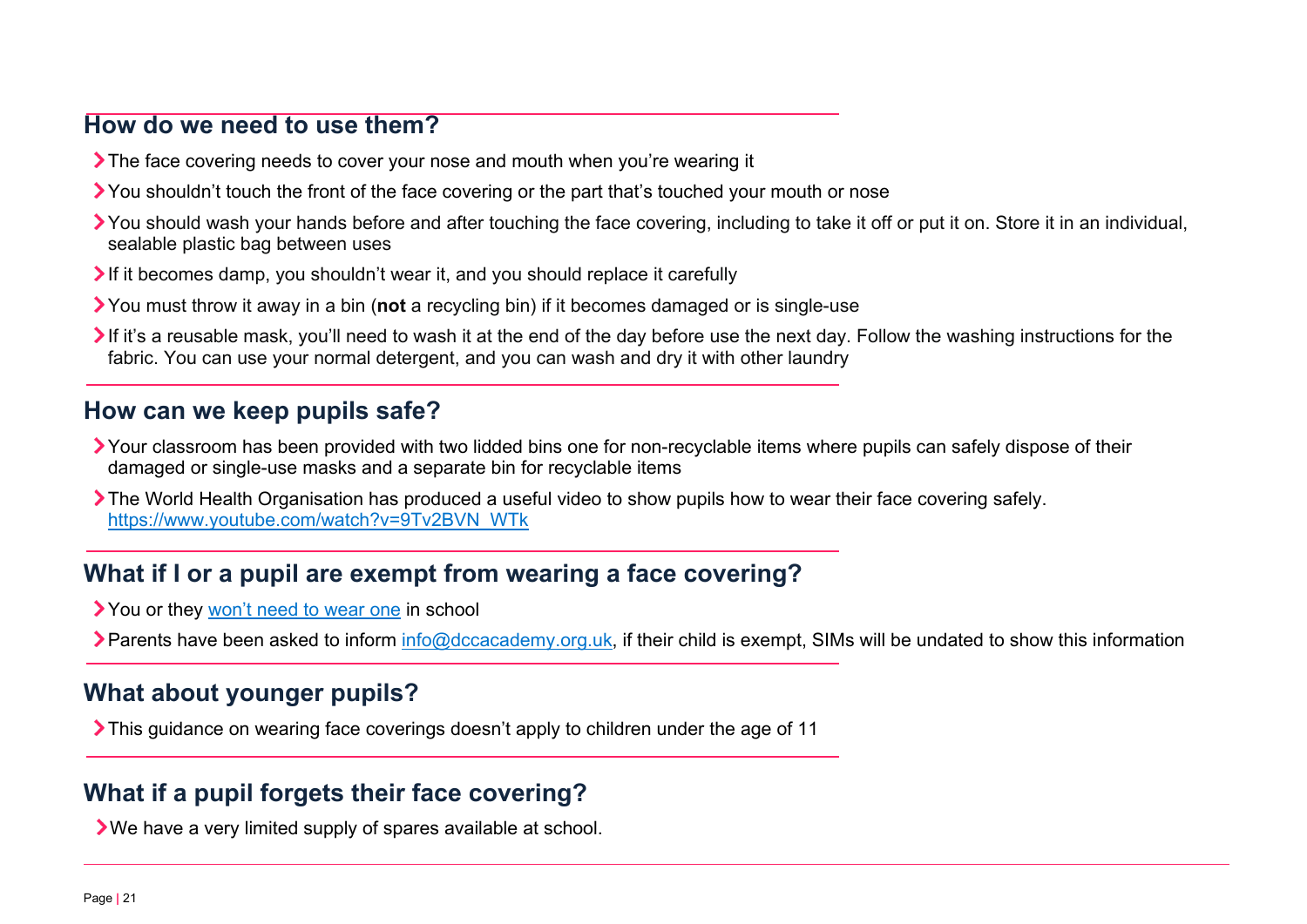## How do we need to use them?

- The face covering needs to cover your nose and mouth when you're wearing it
- You shouldn't touch the front of the face covering or the part that's touched your mouth or nose
- You should wash your hands before and after touching the face covering, including to take it off or put it on. Store it in an individual, sealable plastic bag between uses
- If it becomes damp, you shouldn't wear it, and you should replace it carefully
- You must throw it away in a bin (**not** a recycling bin) if it becomes damaged or is single-use
- If it's a reusable mask, you'll need to wash it at the end of the day before use the next day. Follow the washing instructions for the fabric. You can use your normal detergent, and you can wash and dry it with other laundry

## How can we keep pupils safe?

- Your classroom has been provided with two lidded bins one for non-recyclable items where pupils can safely dispose of their damaged or single-use masks and a separate bin for recyclable items
- The World Health Organisation has produced a useful video to show pupils how to wear their face covering safely. [https://www.youtube.com/watch?v=9Tv2BVN_WTk](https://www.youtube.com/watch?v=9Tv2BVN_WTk)

## What if I or a pupil are exempt from wearing a face covering?

- You or they won't need to wear one in school
- Parents have been asked to inform info@dccacademy.org.uk, if their child is exempt, SIMs will be undated to show this information

## What about younger pupils?

- This guidance on wearing face coverings doesn't apply to children under the age of 11

## What if a pupil forgets their face covering?

- We have a very limited supply of spares available at school.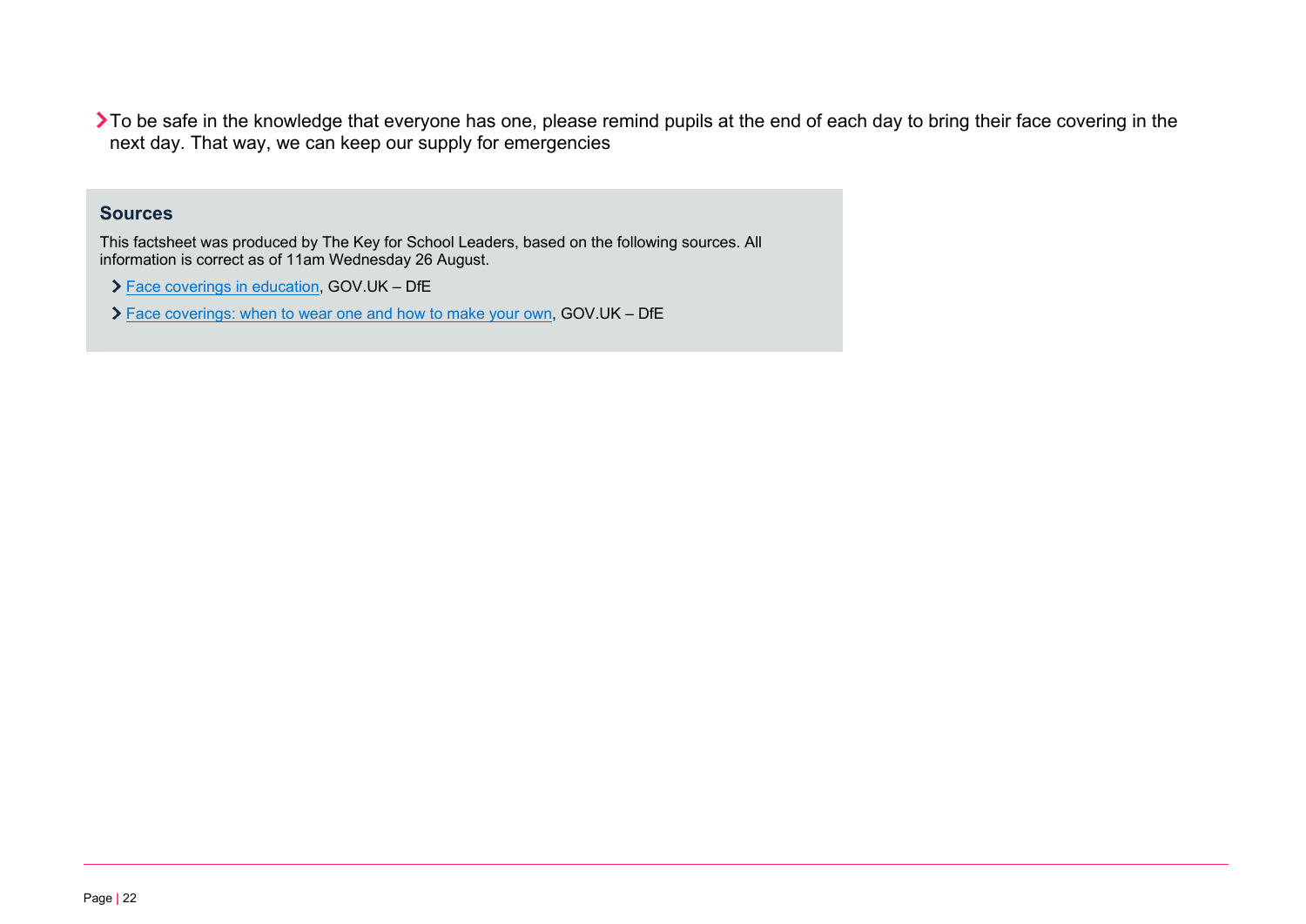- To be safe in the knowledge that everyone has one, please remind pupils at the end of each day to bring their face covering in the next day. That way, we can keep our supply for emergencies

## Sources

This factsheet was produced by The Key for School Leaders, based on the following sources. All information is correct as of 11am Wednesday 26 August.

- Face coverings in education, GOV.UK – DfE
- Face coverings: when to wear one and how to make your own, GOV.UK – DfE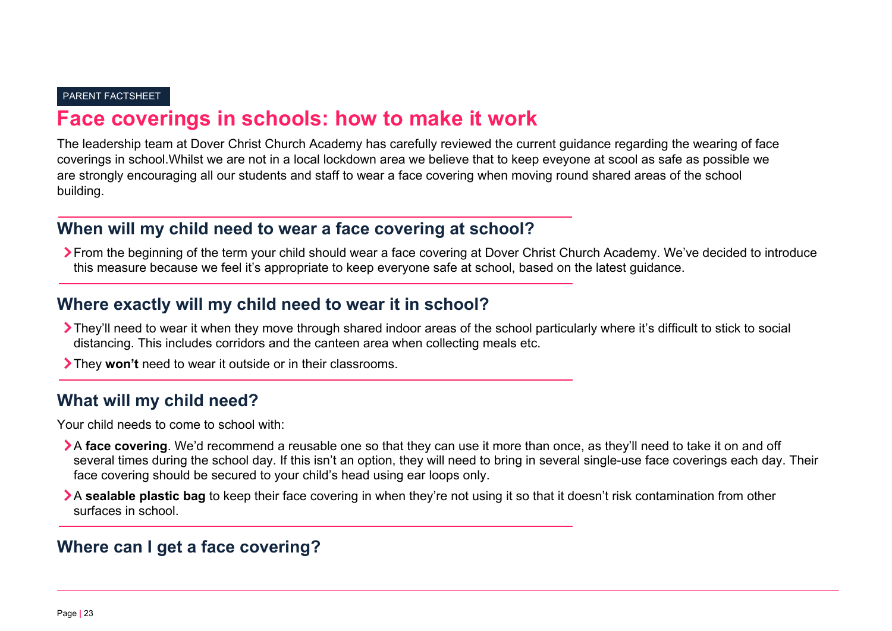PARENT FACTSHEET

# Face coverings in schools: how to make it work

The leadership team at Dover Christ Church Academy has carefully reviewed the current guidance regarding the wearing of face coverings in school.Whilst we are not in a local lockdown area we believe that to keep eveyone at scool as safe as possible we are strongly encouraging all our students and staff to wear a face covering when moving round shared areas of the school building.

## When will my child need to wear a face covering at school?

- From the beginning of the term your child should wear a face covering at Dover Christ Church Academy. We've decided to introduce this measure because we feel it's appropriate to keep everyone safe at school, based on the latest guidance.

## Where exactly will my child need to wear it in school?

- They'll need to wear it when they move through shared indoor areas of the school particularly where it's difficult to stick to social distancing. This includes corridors and the canteen area when collecting meals etc.
- They **won't** need to wear it outside or in their classrooms.

## What will my child need?

Your child needs to come to school with:

- A **face covering**. We'd recommend a reusable one so that they can use it more than once, as they'll need to take it on and off several times during the school day. If this isn't an option, they will need to bring in several single-use face coverings each day. Their face covering should be secured to your child's head using ear loops only.
- A **sealable plastic bag** to keep their face covering in when they're not using it so that it doesn't risk contamination from other surfaces in school.

## Where can I get a face covering?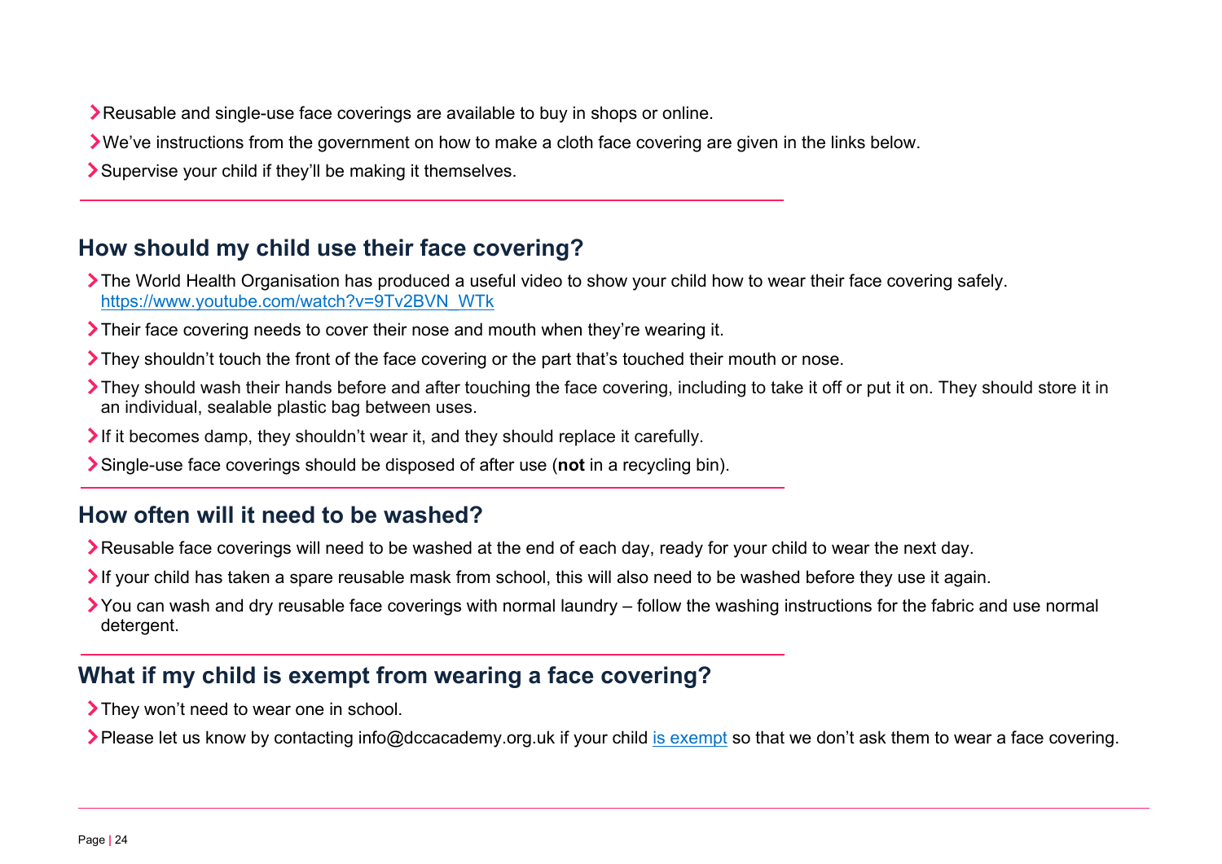- Reusable and single-use face coverings are available to buy in shops or online.
- We've instructions from the government on how to make a cloth face covering are given in the links below.
- Supervise your child if they'll be making it themselves.

## How should my child use their face covering?

- The World Health Organisation has produced a useful video to show your child how to wear their face covering safely. https://www.youtube.com/watch?v=9Tv2BVN_WTk
- Their face covering needs to cover their nose and mouth when they're wearing it.
- They shouldn't touch the front of the face covering or the part that's touched their mouth or nose.
- They should wash their hands before and after touching the face covering, including to take it off or put it on. They should store it in an individual, sealable plastic bag between uses.
- If it becomes damp, they shouldn't wear it, and they should replace it carefully.
- Single-use face coverings should be disposed of after use (**not** in a recycling bin).

## How often will it need to be washed?

- Reusable face coverings will need to be washed at the end of each day, ready for your child to wear the next day.
- If your child has taken a spare reusable mask from school, this will also need to be washed before they use it again.
- You can wash and dry reusable face coverings with normal laundry – follow the washing instructions for the fabric and use normal detergent.

## What if my child is exempt from wearing a face covering?

- They won't need to wear one in school.
- Please let us know by contacting info@dccacademy.org.uk if your child is exempt so that we don't ask them to wear a face covering.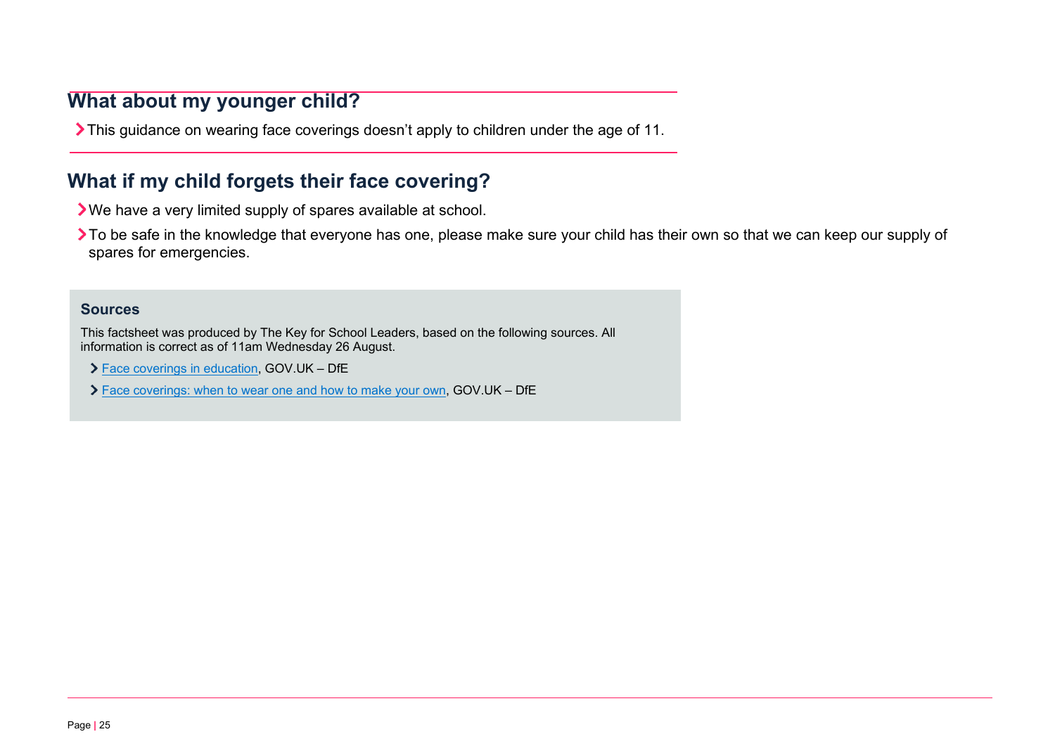## What about my younger child?

- This guidance on wearing face coverings doesn't apply to children under the age of 11.

## What if my child forgets their face covering?

- We have a very limited supply of spares available at school.
- To be safe in the knowledge that everyone has one, please make sure your child has their own so that we can keep our supply of spares for emergencies.

### Sources

This factsheet was produced by The Key for School Leaders, based on the following sources. All information is correct as of 11am Wednesday 26 August.

- Face coverings in education, GOV.UK – DfE
- Face coverings: when to wear one and how to make your own, GOV.UK – DfE